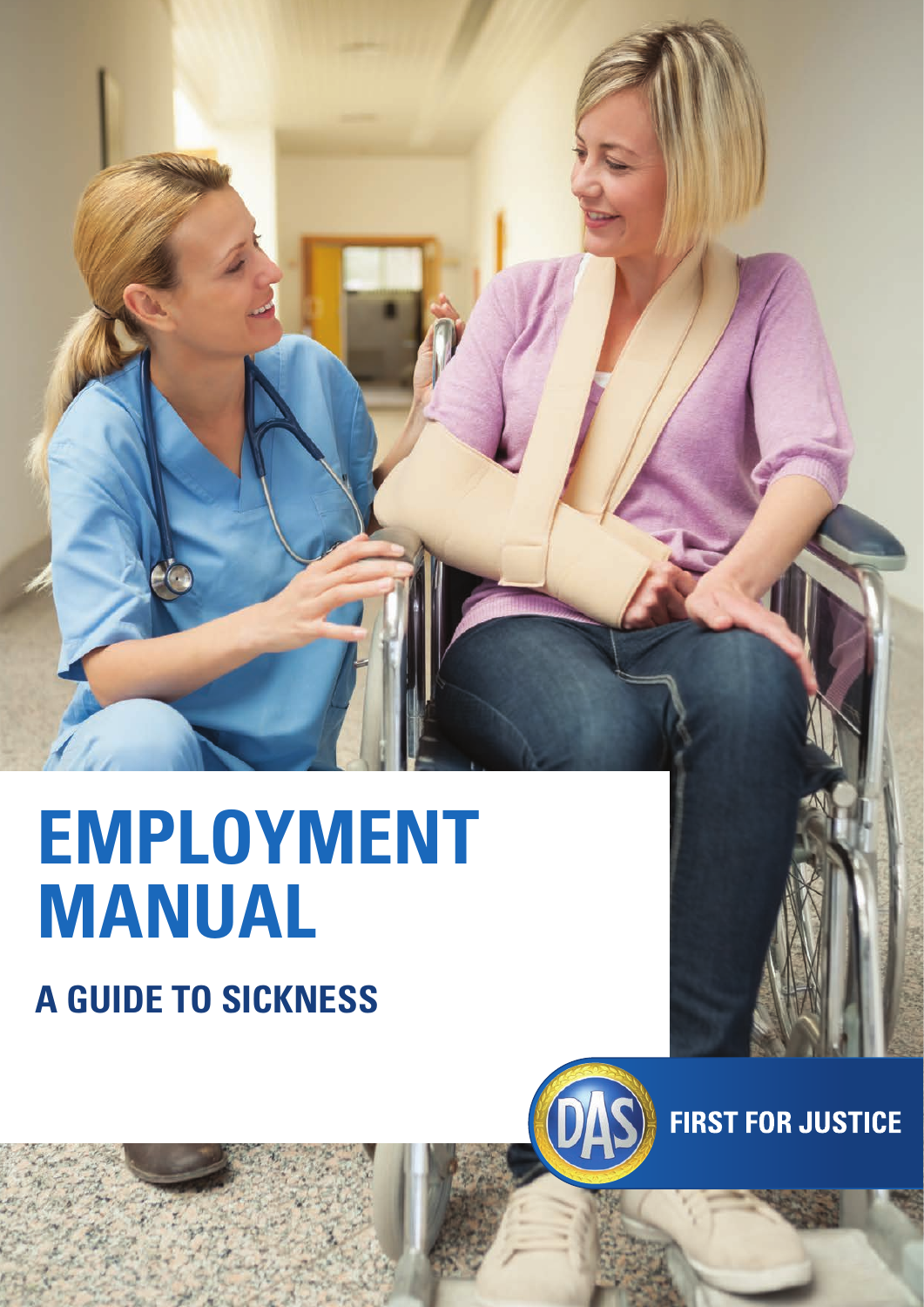# EMPLOYMENT MANUAL

## A GUIDE TO SICKNESS

DAS

FIRST FOR JUSTICE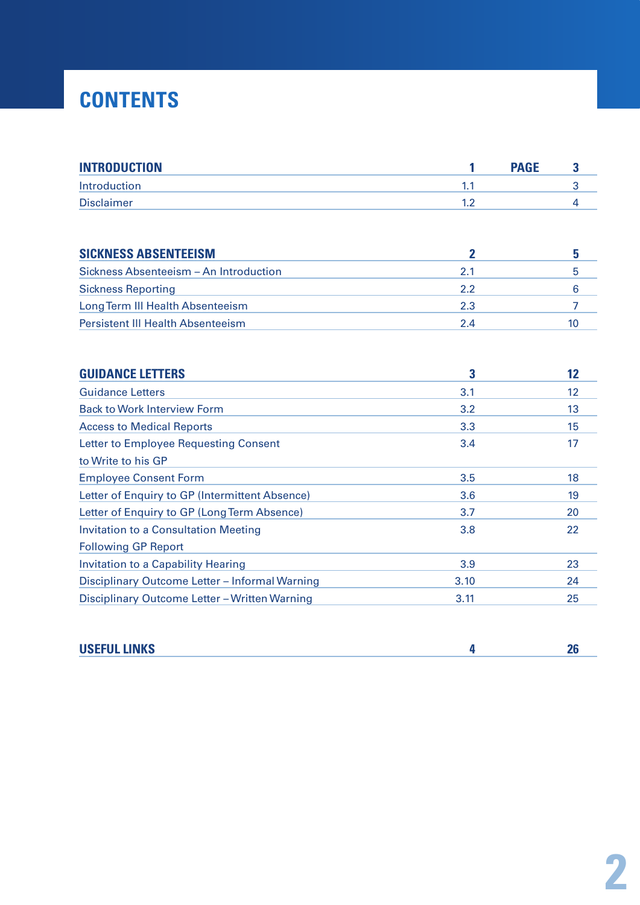# CONTENTS

| **INTRODUCTION** | **1** | **PAGE** | **3** |
|---|---|---|---|
| Introduction | 1.1 | | 3 |
| Disclaimer | 1.2 | | 4 |

| **SICKNESS ABSENTEEISM** | **2** | **5** |
|---|---|---|
| Sickness Absenteeism – An Introduction | 2.1 | 5 |
| Sickness Reporting | 2.2 | 6 |
| Long Term Ill Health Absenteeism | 2.3 | 7 |
| Persistent Ill Health Absenteeism | 2.4 | 10 |

| **GUIDANCE LETTERS** | **3** | **12** |
|---|---|---|
| Guidance Letters | 3.1 | 12 |
| Back to Work Interview Form | 3.2 | 13 |
| Access to Medical Reports | 3.3 | 15 |
| Letter to Employee Requesting Consent to Write to his GP | 3.4 | 17 |
| Employee Consent Form | 3.5 | 18 |
| Letter of Enquiry to GP (Intermittent Absence) | 3.6 | 19 |
| Letter of Enquiry to GP (Long Term Absence) | 3.7 | 20 |
| Invitation to a Consultation Meeting Following GP Report | 3.8 | 22 |
| Invitation to a Capability Hearing | 3.9 | 23 |
| Disciplinary Outcome Letter – Informal Warning | 3.10 | 24 |
| Disciplinary Outcome Letter – Written Warning | 3.11 | 25 |

| **USEFUL LINKS** | **4** | **26** |
|---|---|---|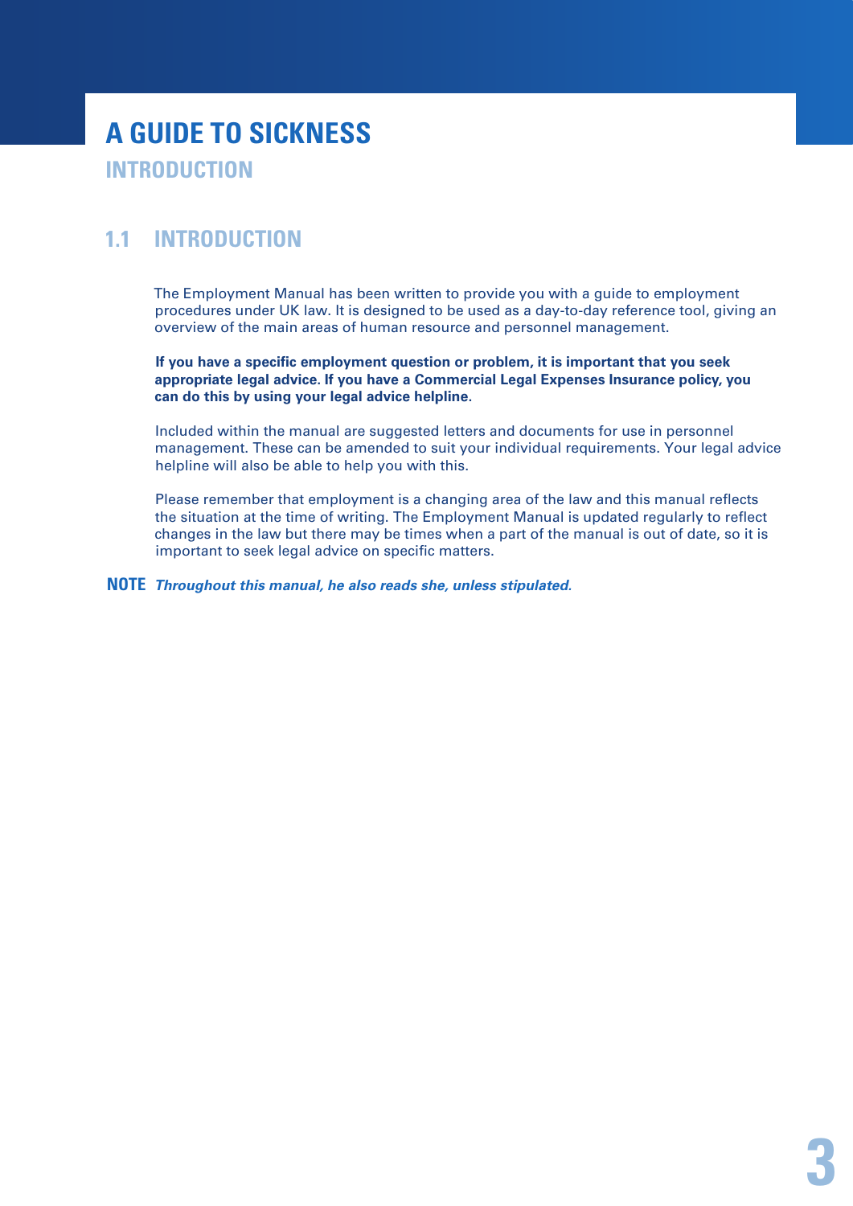# A GUIDE TO SICKNESS

## INTRODUCTION

### 1.1 INTRODUCTION

The Employment Manual has been written to provide you with a guide to employment procedures under UK law. It is designed to be used as a day-to-day reference tool, giving an overview of the main areas of human resource and personnel management.

**If you have a specific employment question or problem, it is important that you seek appropriate legal advice. If you have a Commercial Legal Expenses Insurance policy, you can do this by using your legal advice helpline.**

Included within the manual are suggested letters and documents for use in personnel management. These can be amended to suit your individual requirements. Your legal advice helpline will also be able to help you with this.

Please remember that employment is a changing area of the law and this manual reflects the situation at the time of writing. The Employment Manual is updated regularly to reflect changes in the law but there may be times when a part of the manual is out of date, so it is important to seek legal advice on specific matters.

**NOTE** ***Throughout this manual, he also reads she, unless stipulated.***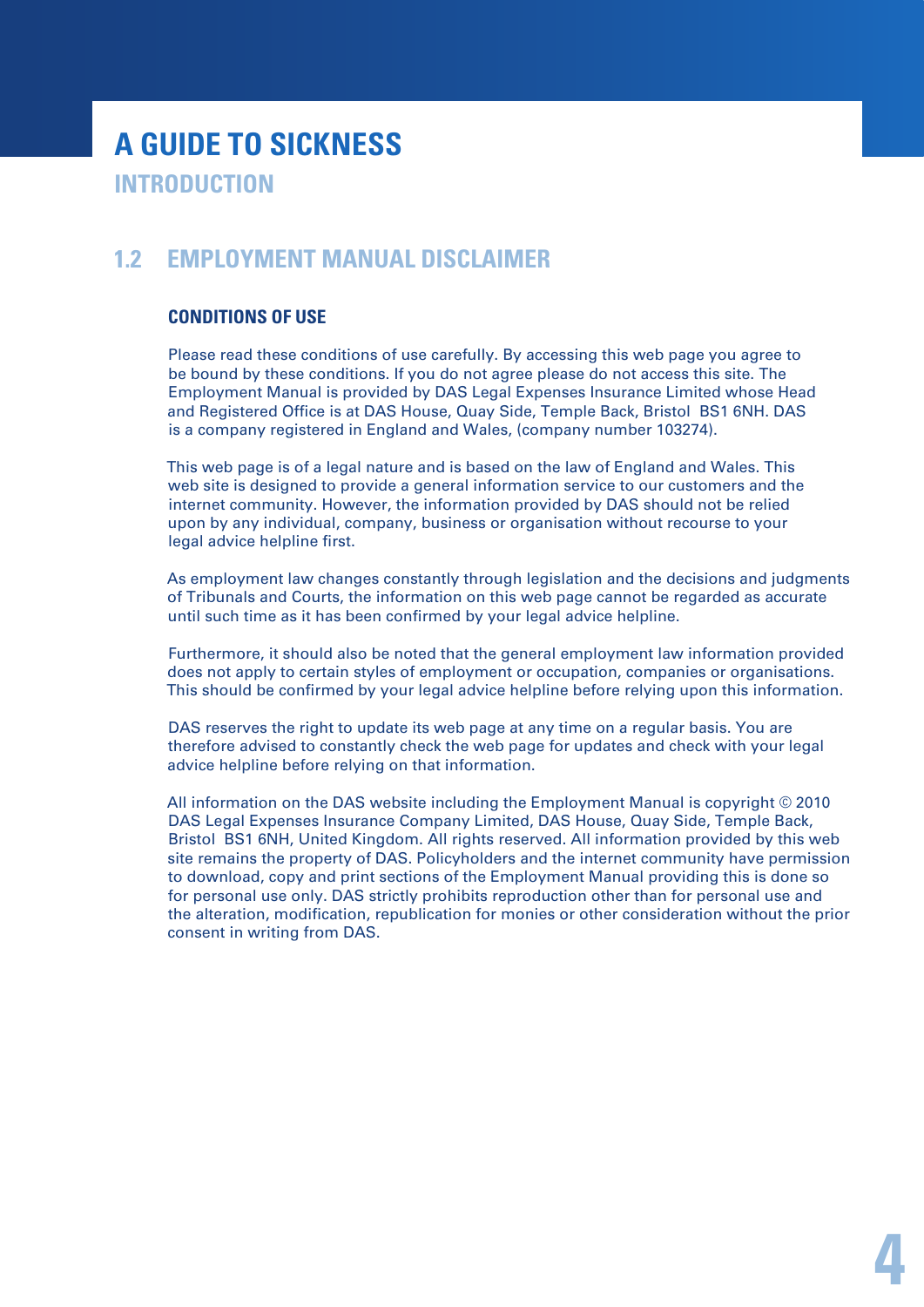# A GUIDE TO SICKNESS

## INTRODUCTION

## 1.2 EMPLOYMENT MANUAL DISCLAIMER

### CONDITIONS OF USE

Please read these conditions of use carefully. By accessing this web page you agree to be bound by these conditions. If you do not agree please do not access this site. The Employment Manual is provided by DAS Legal Expenses Insurance Limited whose Head and Registered Office is at DAS House, Quay Side, Temple Back, Bristol BS1 6NH. DAS is a company registered in England and Wales, (company number 103274).

This web page is of a legal nature and is based on the law of England and Wales. This web site is designed to provide a general information service to our customers and the internet community. However, the information provided by DAS should not be relied upon by any individual, company, business or organisation without recourse to your legal advice helpline first.

As employment law changes constantly through legislation and the decisions and judgments of Tribunals and Courts, the information on this web page cannot be regarded as accurate until such time as it has been confirmed by your legal advice helpline.

Furthermore, it should also be noted that the general employment law information provided does not apply to certain styles of employment or occupation, companies or organisations. This should be confirmed by your legal advice helpline before relying upon this information.

DAS reserves the right to update its web page at any time on a regular basis. You are therefore advised to constantly check the web page for updates and check with your legal advice helpline before relying on that information.

All information on the DAS website including the Employment Manual is copyright © 2010 DAS Legal Expenses Insurance Company Limited, DAS House, Quay Side, Temple Back, Bristol BS1 6NH, United Kingdom. All rights reserved. All information provided by this web site remains the property of DAS. Policyholders and the internet community have permission to download, copy and print sections of the Employment Manual providing this is done so for personal use only. DAS strictly prohibits reproduction other than for personal use and the alteration, modification, republication for monies or other consideration without the prior consent in writing from DAS.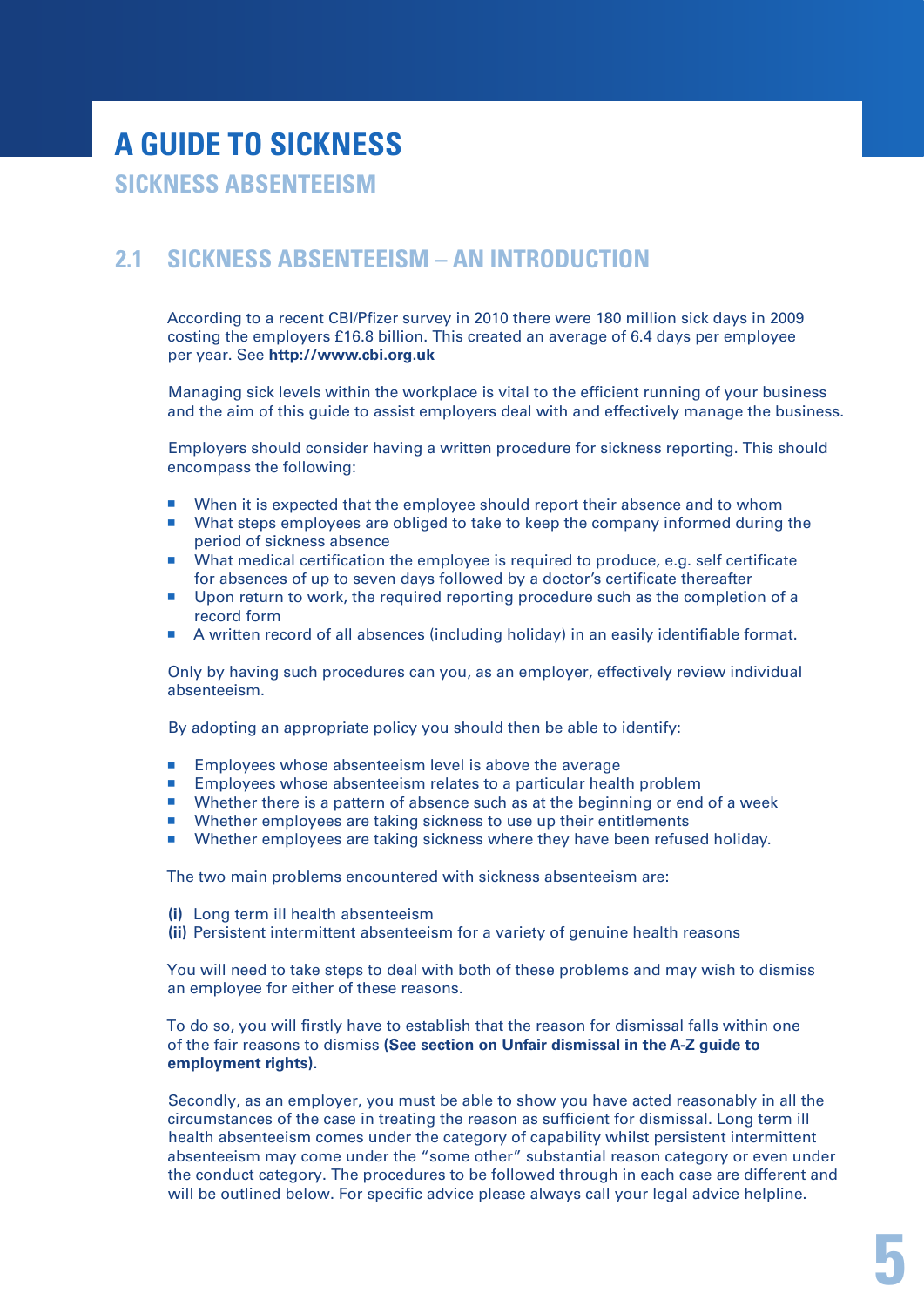# A GUIDE TO SICKNESS

## SICKNESS ABSENTEEISM

### 2.1 SICKNESS ABSENTEEISM – AN INTRODUCTION

According to a recent CBI/Pfizer survey in 2010 there were 180 million sick days in 2009 costing the employers £16.8 billion. This created an average of 6.4 days per employee per year. See **http://www.cbi.org.uk**

Managing sick levels within the workplace is vital to the efficient running of your business and the aim of this guide to assist employers deal with and effectively manage the business.

Employers should consider having a written procedure for sickness reporting. This should encompass the following:

- When it is expected that the employee should report their absence and to whom
- What steps employees are obliged to take to keep the company informed during the period of sickness absence
- What medical certification the employee is required to produce, e.g. self certificate for absences of up to seven days followed by a doctor's certificate thereafter
- Upon return to work, the required reporting procedure such as the completion of a record form
- A written record of all absences (including holiday) in an easily identifiable format.

Only by having such procedures can you, as an employer, effectively review individual absenteeism.

By adopting an appropriate policy you should then be able to identify:

- Employees whose absenteeism level is above the average
- Employees whose absenteeism relates to a particular health problem
- Whether there is a pattern of absence such as at the beginning or end of a week
- Whether employees are taking sickness to use up their entitlements
- Whether employees are taking sickness where they have been refused holiday.

The two main problems encountered with sickness absenteeism are:

**(i)** Long term ill health absenteeism
**(ii)** Persistent intermittent absenteeism for a variety of genuine health reasons

You will need to take steps to deal with both of these problems and may wish to dismiss an employee for either of these reasons.

To do so, you will firstly have to establish that the reason for dismissal falls within one of the fair reasons to dismiss **(See section on Unfair dismissal in the A-Z guide to employment rights)**.

Secondly, as an employer, you must be able to show you have acted reasonably in all the circumstances of the case in treating the reason as sufficient for dismissal. Long term ill health absenteeism comes under the category of capability whilst persistent intermittent absenteeism may come under the "some other" substantial reason category or even under the conduct category. The procedures to be followed through in each case are different and will be outlined below. For specific advice please always call your legal advice helpline.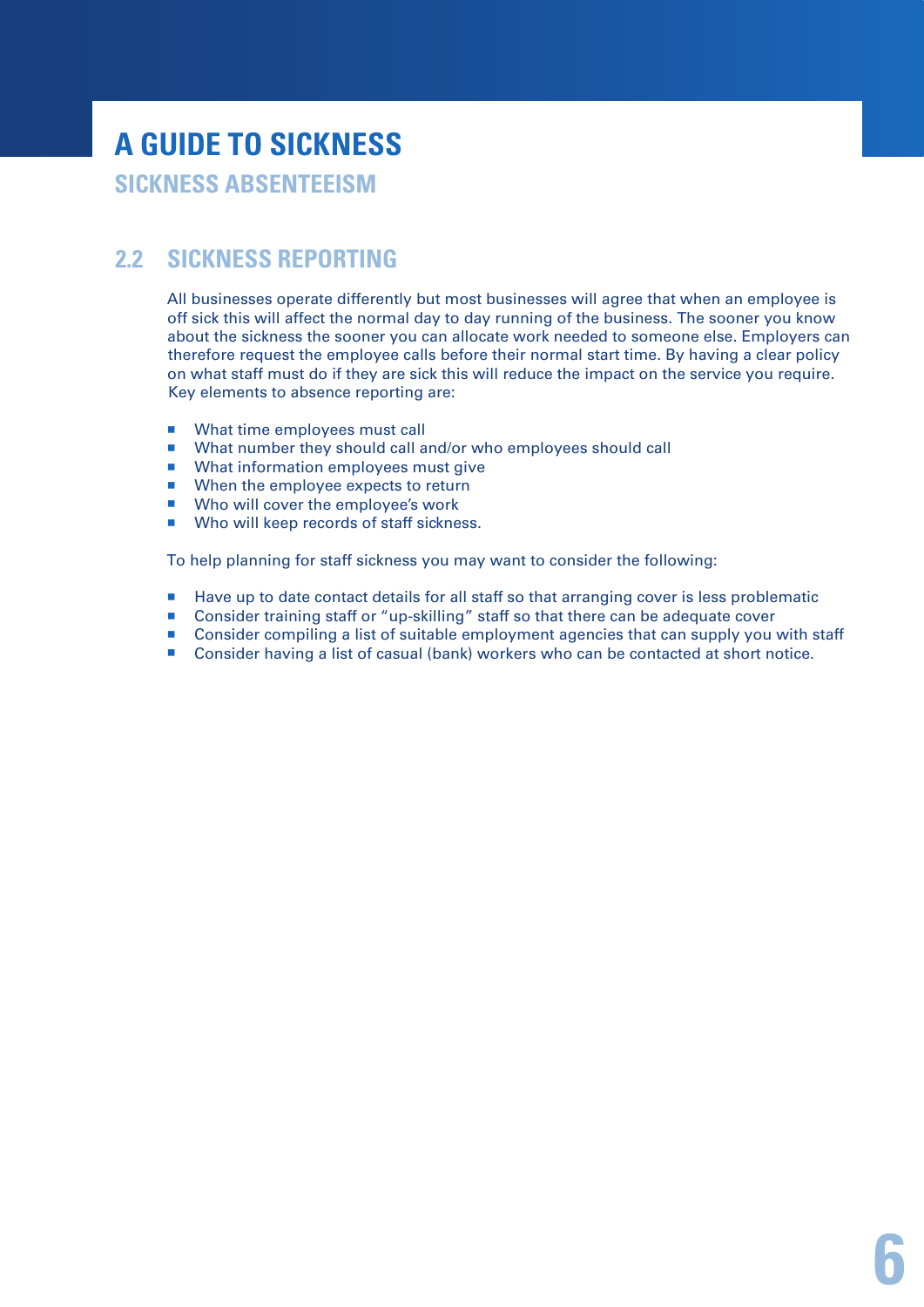# A GUIDE TO SICKNESS

## SICKNESS ABSENTEEISM

### 2.2 SICKNESS REPORTING

All businesses operate differently but most businesses will agree that when an employee is off sick this will affect the normal day to day running of the business. The sooner you know about the sickness the sooner you can allocate work needed to someone else. Employers can therefore request the employee calls before their normal start time. By having a clear policy on what staff must do if they are sick this will reduce the impact on the service you require. Key elements to absence reporting are:

- What time employees must call
- What number they should call and/or who employees should call
- What information employees must give
- When the employee expects to return
- Who will cover the employee's work
- Who will keep records of staff sickness.

To help planning for staff sickness you may want to consider the following:

- Have up to date contact details for all staff so that arranging cover is less problematic
- Consider training staff or "up-skilling" staff so that there can be adequate cover
- Consider compiling a list of suitable employment agencies that can supply you with staff
- Consider having a list of casual (bank) workers who can be contacted at short notice.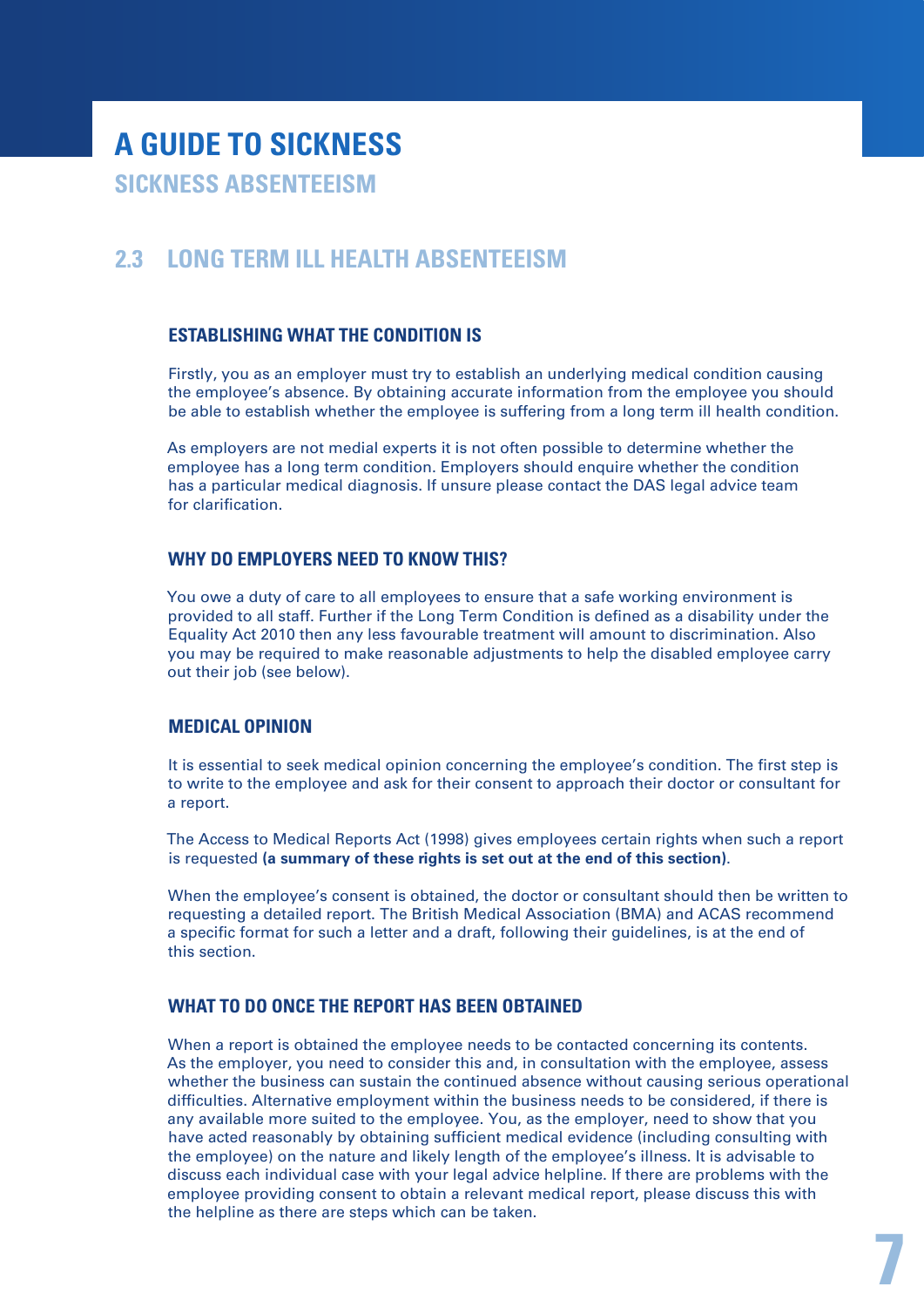# A GUIDE TO SICKNESS

## SICKNESS ABSENTEEISM

## 2.3 LONG TERM ILL HEALTH ABSENTEEISM

### ESTABLISHING WHAT THE CONDITION IS

Firstly, you as an employer must try to establish an underlying medical condition causing the employee's absence. By obtaining accurate information from the employee you should be able to establish whether the employee is suffering from a long term ill health condition.

As employers are not medial experts it is not often possible to determine whether the employee has a long term condition. Employers should enquire whether the condition has a particular medical diagnosis. If unsure please contact the DAS legal advice team for clarification.

### WHY DO EMPLOYERS NEED TO KNOW THIS?

You owe a duty of care to all employees to ensure that a safe working environment is provided to all staff. Further if the Long Term Condition is defined as a disability under the Equality Act 2010 then any less favourable treatment will amount to discrimination. Also you may be required to make reasonable adjustments to help the disabled employee carry out their job (see below).

### MEDICAL OPINION

It is essential to seek medical opinion concerning the employee's condition. The first step is to write to the employee and ask for their consent to approach their doctor or consultant for a report.

The Access to Medical Reports Act (1998) gives employees certain rights when such a report is requested **(a summary of these rights is set out at the end of this section)**.

When the employee's consent is obtained, the doctor or consultant should then be written to requesting a detailed report. The British Medical Association (BMA) and ACAS recommend a specific format for such a letter and a draft, following their guidelines, is at the end of this section.

### WHAT TO DO ONCE THE REPORT HAS BEEN OBTAINED

When a report is obtained the employee needs to be contacted concerning its contents. As the employer, you need to consider this and, in consultation with the employee, assess whether the business can sustain the continued absence without causing serious operational difficulties. Alternative employment within the business needs to be considered, if there is any available more suited to the employee. You, as the employer, need to show that you have acted reasonably by obtaining sufficient medical evidence (including consulting with the employee) on the nature and likely length of the employee's illness. It is advisable to discuss each individual case with your legal advice helpline. If there are problems with the employee providing consent to obtain a relevant medical report, please discuss this with the helpline as there are steps which can be taken.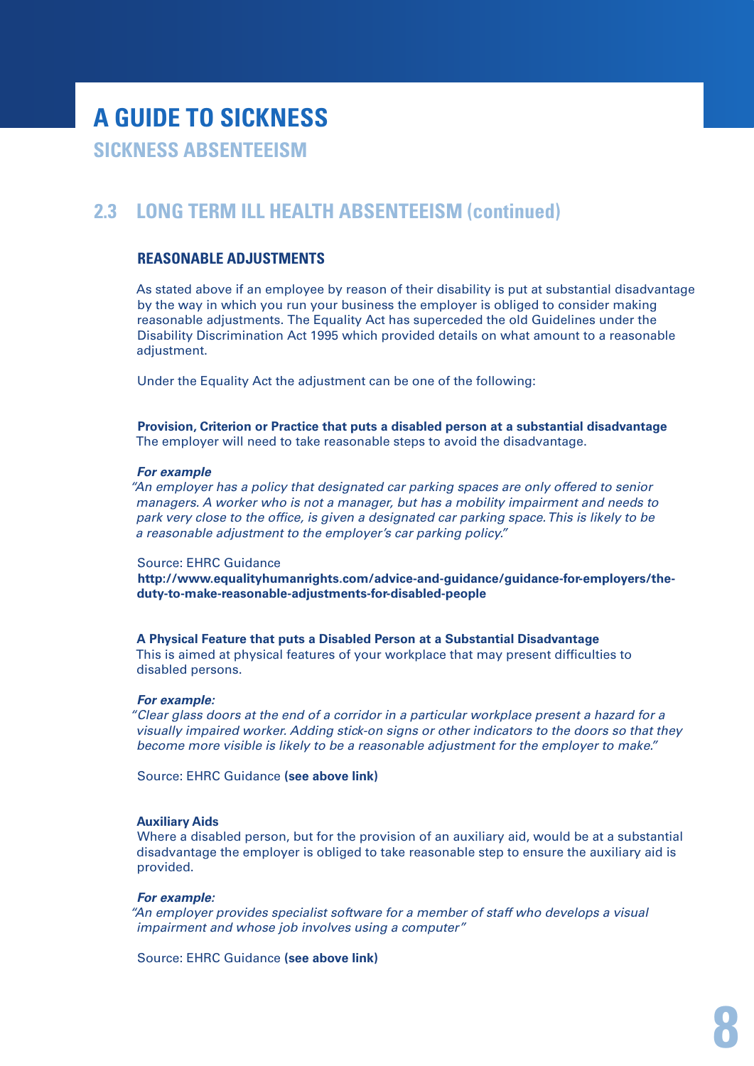## 2.3 LONG TERM ILL HEALTH ABSENTEEISM (continued)

### REASONABLE ADJUSTMENTS

As stated above if an employee by reason of their disability is put at substantial disadvantage by the way in which you run your business the employer is obliged to consider making reasonable adjustments. The Equality Act has superceded the old Guidelines under the Disability Discrimination Act 1995 which provided details on what amount to a reasonable adjustment.

Under the Equality Act the adjustment can be one of the following:

**Provision, Criterion or Practice that puts a disabled person at a substantial disadvantage**
The employer will need to take reasonable steps to avoid the disadvantage.

***For example***
*"An employer has a policy that designated car parking spaces are only offered to senior managers. A worker who is not a manager, but has a mobility impairment and needs to park very close to the office, is given a designated car parking space. This is likely to be a reasonable adjustment to the employer's car parking policy."*

Source: EHRC Guidance
**http://www.equalityhumanrights.com/advice-and-guidance/guidance-for-employers/the-duty-to-make-reasonable-adjustments-for-disabled-people**

**A Physical Feature that puts a Disabled Person at a Substantial Disadvantage**
This is aimed at physical features of your workplace that may present difficulties to disabled persons.

***For example:***
*"Clear glass doors at the end of a corridor in a particular workplace present a hazard for a visually impaired worker. Adding stick-on signs or other indicators to the doors so that they become more visible is likely to be a reasonable adjustment for the employer to make."*

Source: EHRC Guidance **(see above link)**

**Auxiliary Aids**
Where a disabled person, but for the provision of an auxiliary aid, would be at a substantial disadvantage the employer is obliged to take reasonable step to ensure the auxiliary aid is provided.

***For example:***
*"An employer provides specialist software for a member of staff who develops a visual impairment and whose job involves using a computer"*

Source: EHRC Guidance **(see above link)**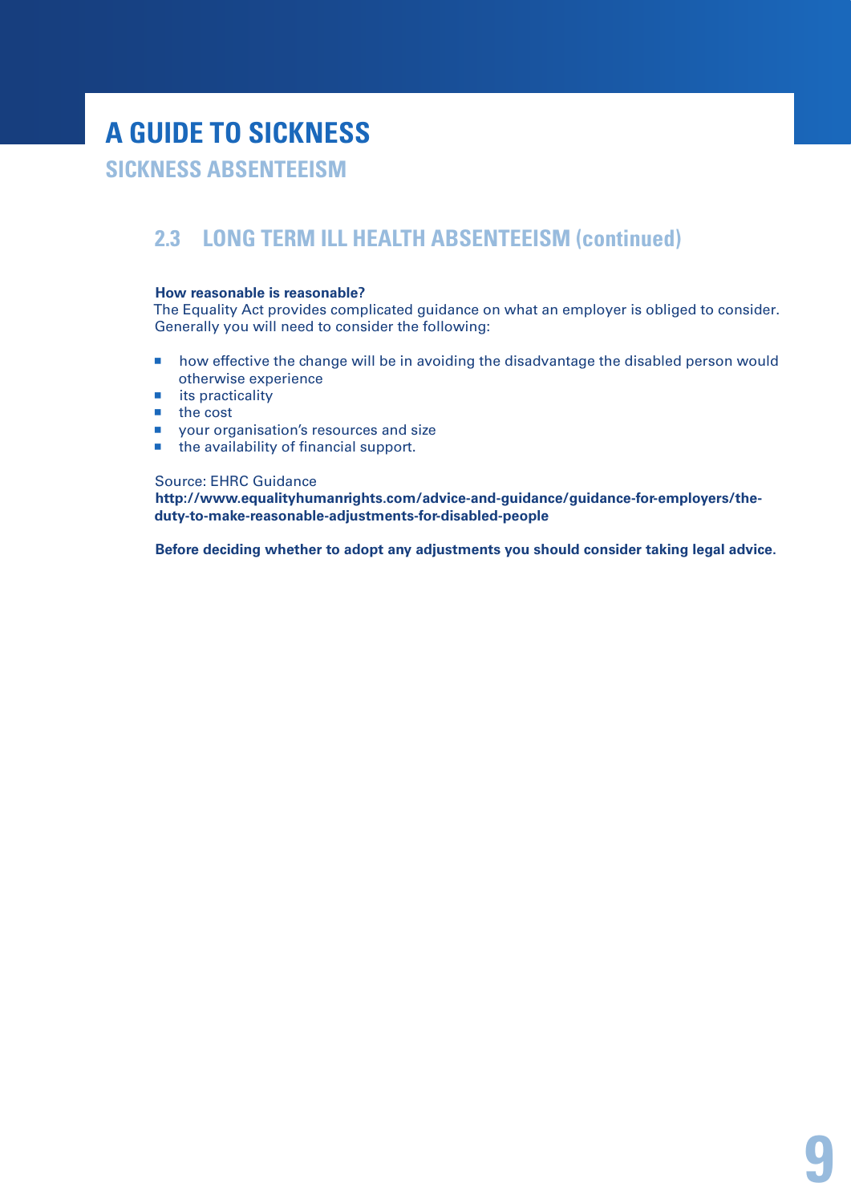# A GUIDE TO SICKNESS

## SICKNESS ABSENTEEISM

### 2.3 LONG TERM ILL HEALTH ABSENTEEISM (continued)

**How reasonable is reasonable?**
The Equality Act provides complicated guidance on what an employer is obliged to consider. Generally you will need to consider the following:

- how effective the change will be in avoiding the disadvantage the disabled person would otherwise experience
- its practicality
- the cost
- your organisation's resources and size
- the availability of financial support.

Source: EHRC Guidance
**http://www.equalityhumanrights.com/advice-and-guidance/guidance-for-employers/the-duty-to-make-reasonable-adjustments-for-disabled-people**

**Before deciding whether to adopt any adjustments you should consider taking legal advice.**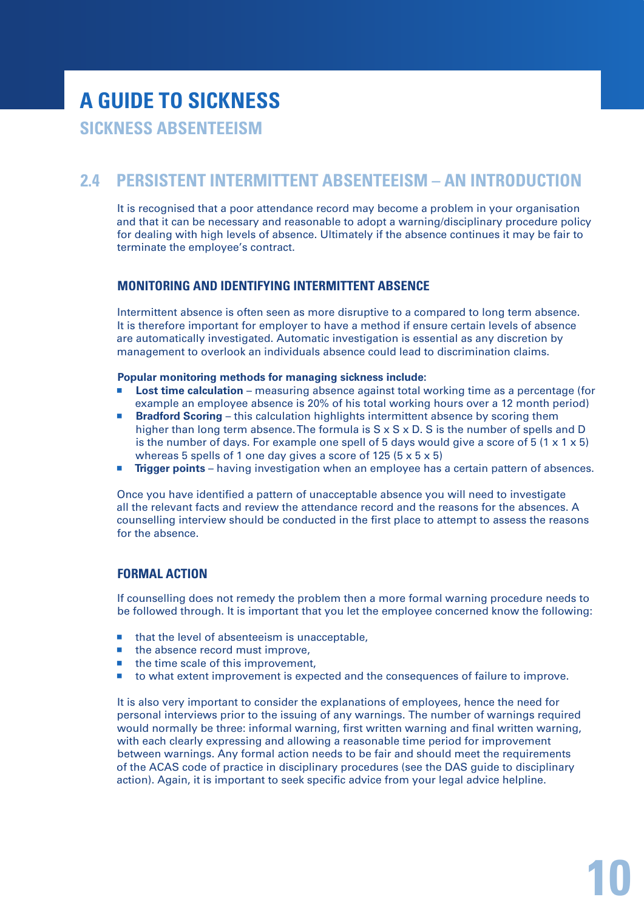# A GUIDE TO SICKNESS

## SICKNESS ABSENTEEISM

## 2.4 PERSISTENT INTERMITTENT ABSENTEEISM – AN INTRODUCTION

It is recognised that a poor attendance record may become a problem in your organisation and that it can be necessary and reasonable to adopt a warning/disciplinary procedure policy for dealing with high levels of absence. Ultimately if the absence continues it may be fair to terminate the employee's contract.

### MONITORING AND IDENTIFYING INTERMITTENT ABSENCE

Intermittent absence is often seen as more disruptive to a compared to long term absence. It is therefore important for employer to have a method if ensure certain levels of absence are automatically investigated. Automatic investigation is essential as any discretion by management to overlook an individuals absence could lead to discrimination claims.

**Popular monitoring methods for managing sickness include:**

- **Lost time calculation** – measuring absence against total working time as a percentage (for example an employee absence is 20% of his total working hours over a 12 month period)
- **Bradford Scoring** – this calculation highlights intermittent absence by scoring them higher than long term absence. The formula is S x S x D. S is the number of spells and D is the number of days. For example one spell of 5 days would give a score of 5 (1 x 1 x 5) whereas 5 spells of 1 one day gives a score of 125 (5 x 5 x 5)
- **Trigger points** – having investigation when an employee has a certain pattern of absences.

Once you have identified a pattern of unacceptable absence you will need to investigate all the relevant facts and review the attendance record and the reasons for the absences. A counselling interview should be conducted in the first place to attempt to assess the reasons for the absence.

### FORMAL ACTION

If counselling does not remedy the problem then a more formal warning procedure needs to be followed through. It is important that you let the employee concerned know the following:

- that the level of absenteeism is unacceptable,
- the absence record must improve,
- the time scale of this improvement,
- to what extent improvement is expected and the consequences of failure to improve.

It is also very important to consider the explanations of employees, hence the need for personal interviews prior to the issuing of any warnings. The number of warnings required would normally be three: informal warning, first written warning and final written warning, with each clearly expressing and allowing a reasonable time period for improvement between warnings. Any formal action needs to be fair and should meet the requirements of the ACAS code of practice in disciplinary procedures (see the DAS guide to disciplinary action). Again, it is important to seek specific advice from your legal advice helpline.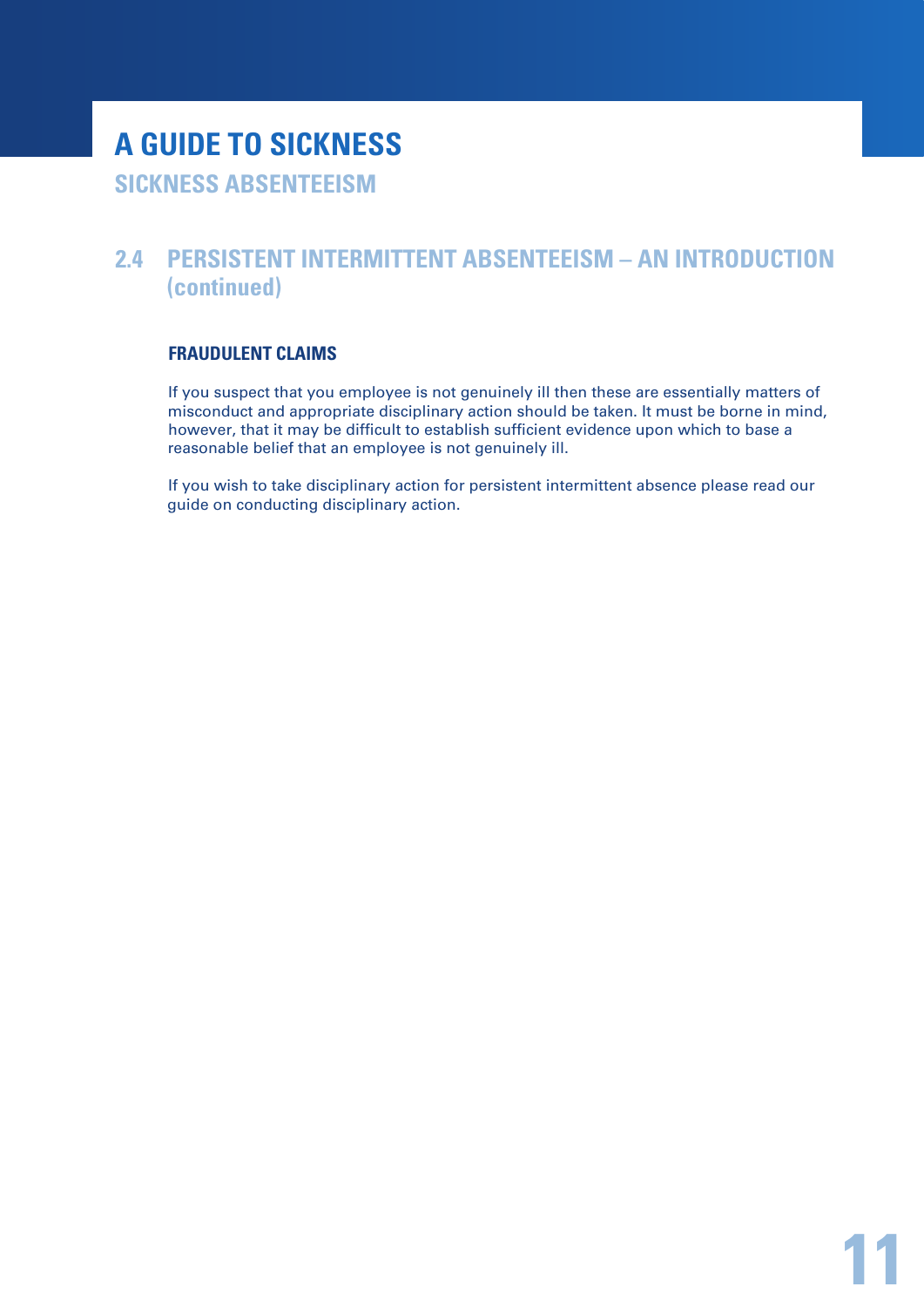# A GUIDE TO SICKNESS

## SICKNESS ABSENTEEISM

## 2.4 PERSISTENT INTERMITTENT ABSENTEEISM – AN INTRODUCTION (continued)

### FRAUDULENT CLAIMS

If you suspect that you employee is not genuinely ill then these are essentially matters of misconduct and appropriate disciplinary action should be taken. It must be borne in mind, however, that it may be difficult to establish sufficient evidence upon which to base a reasonable belief that an employee is not genuinely ill.

If you wish to take disciplinary action for persistent intermittent absence please read our guide on conducting disciplinary action.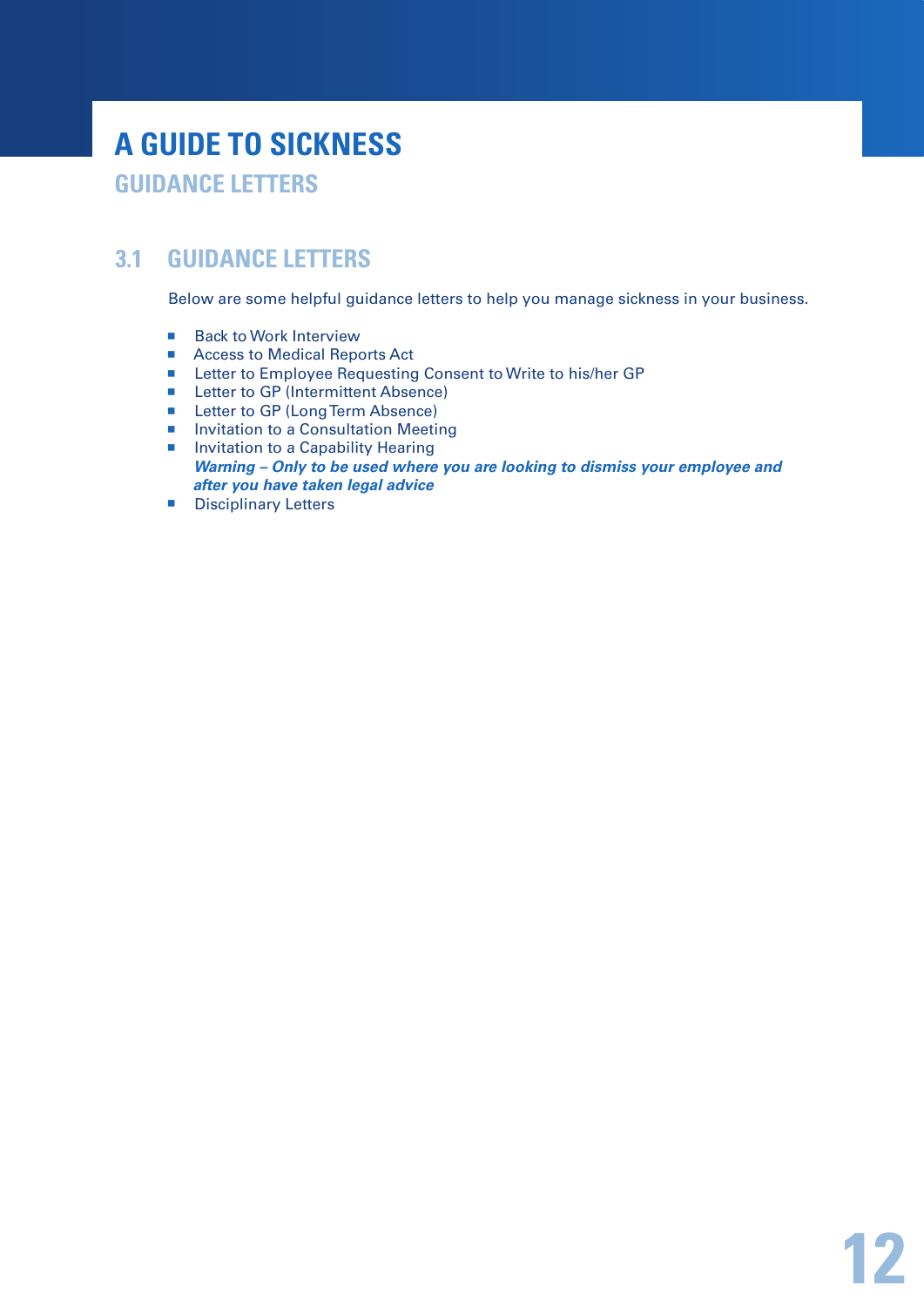# A GUIDE TO SICKNESS

## GUIDANCE LETTERS

### 3.1 GUIDANCE LETTERS

Below are some helpful guidance letters to help you manage sickness in your business.

- Back to Work Interview
- Access to Medical Reports Act
- Letter to Employee Requesting Consent to Write to his/her GP
- Letter to GP (Intermittent Absence)
- Letter to GP (Long Term Absence)
- Invitation to a Consultation Meeting
- Invitation to a Capability Hearing
  ***Warning – Only to be used where you are looking to dismiss your employee and after you have taken legal advice***
- Disciplinary Letters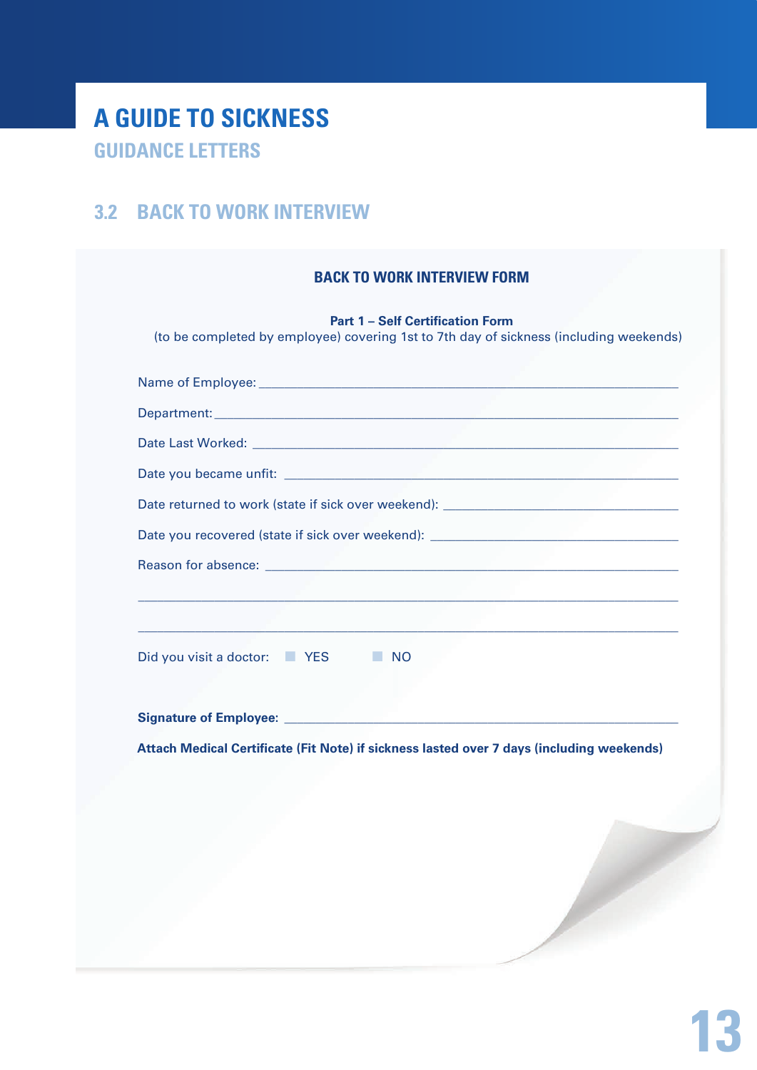# A GUIDE TO SICKNESS

## GUIDANCE LETTERS

## 3.2 BACK TO WORK INTERVIEW

### BACK TO WORK INTERVIEW FORM

**Part 1 – Self Certification Form**
(to be completed by employee) covering 1st to 7th day of sickness (including weekends)

Name of Employee: ______________________________________________

Department: ______________________________________________

Date Last Worked: ______________________________________________

Date you became unfit: ______________________________________________

Date returned to work (state if sick over weekend): ______________________________

Date you recovered (state if sick over weekend): ______________________________

Reason for absence: ______________________________________________

______________________________________________________________

______________________________________________________________

Did you visit a doctor: ☐ YES ☐ NO

**Signature of Employee:** ______________________________________________

**Attach Medical Certificate (Fit Note) if sickness lasted over 7 days (including weekends)**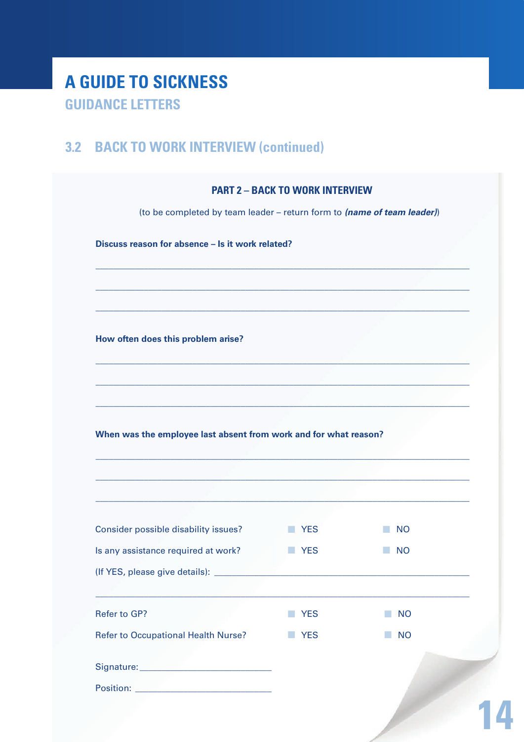# A GUIDE TO SICKNESS

## GUIDANCE LETTERS

## 3.2 BACK TO WORK INTERVIEW (continued)

### PART 2 – BACK TO WORK INTERVIEW

(to be completed by team leader – return form to ***(name of team leader)***)

**Discuss reason for absence – Is it work related?**

\_\_\_\_\_\_\_\_\_\_\_\_\_\_\_\_\_\_\_\_\_\_\_\_\_\_\_\_\_\_\_\_\_\_\_\_\_\_\_\_\_\_\_\_\_\_\_\_\_\_\_\_\_\_\_\_\_\_\_\_\_\_

\_\_\_\_\_\_\_\_\_\_\_\_\_\_\_\_\_\_\_\_\_\_\_\_\_\_\_\_\_\_\_\_\_\_\_\_\_\_\_\_\_\_\_\_\_\_\_\_\_\_\_\_\_\_\_\_\_\_\_\_\_\_

\_\_\_\_\_\_\_\_\_\_\_\_\_\_\_\_\_\_\_\_\_\_\_\_\_\_\_\_\_\_\_\_\_\_\_\_\_\_\_\_\_\_\_\_\_\_\_\_\_\_\_\_\_\_\_\_\_\_\_\_\_\_

**How often does this problem arise?**

\_\_\_\_\_\_\_\_\_\_\_\_\_\_\_\_\_\_\_\_\_\_\_\_\_\_\_\_\_\_\_\_\_\_\_\_\_\_\_\_\_\_\_\_\_\_\_\_\_\_\_\_\_\_\_\_\_\_\_\_\_\_

\_\_\_\_\_\_\_\_\_\_\_\_\_\_\_\_\_\_\_\_\_\_\_\_\_\_\_\_\_\_\_\_\_\_\_\_\_\_\_\_\_\_\_\_\_\_\_\_\_\_\_\_\_\_\_\_\_\_\_\_\_\_

\_\_\_\_\_\_\_\_\_\_\_\_\_\_\_\_\_\_\_\_\_\_\_\_\_\_\_\_\_\_\_\_\_\_\_\_\_\_\_\_\_\_\_\_\_\_\_\_\_\_\_\_\_\_\_\_\_\_\_\_\_\_

**When was the employee last absent from work and for what reason?**

\_\_\_\_\_\_\_\_\_\_\_\_\_\_\_\_\_\_\_\_\_\_\_\_\_\_\_\_\_\_\_\_\_\_\_\_\_\_\_\_\_\_\_\_\_\_\_\_\_\_\_\_\_\_\_\_\_\_\_\_\_\_

\_\_\_\_\_\_\_\_\_\_\_\_\_\_\_\_\_\_\_\_\_\_\_\_\_\_\_\_\_\_\_\_\_\_\_\_\_\_\_\_\_\_\_\_\_\_\_\_\_\_\_\_\_\_\_\_\_\_\_\_\_\_

\_\_\_\_\_\_\_\_\_\_\_\_\_\_\_\_\_\_\_\_\_\_\_\_\_\_\_\_\_\_\_\_\_\_\_\_\_\_\_\_\_\_\_\_\_\_\_\_\_\_\_\_\_\_\_\_\_\_\_\_\_\_

| | | |
|---|---|---|
| Consider possible disability issues? | ☐ YES | ☐ NO |
| Is any assistance required at work? | ☐ YES | ☐ NO |

(If YES, please give details): \_\_\_\_\_\_\_\_\_\_\_\_\_\_\_\_\_\_\_\_\_\_\_\_\_\_\_\_\_\_\_\_\_\_\_\_\_\_\_\_\_\_\_\_

\_\_\_\_\_\_\_\_\_\_\_\_\_\_\_\_\_\_\_\_\_\_\_\_\_\_\_\_\_\_\_\_\_\_\_\_\_\_\_\_\_\_\_\_\_\_\_\_\_\_\_\_\_\_\_\_\_\_\_\_\_\_

| | | |
|---|---|---|
| Refer to GP? | ☐ YES | ☐ NO |
| Refer to Occupational Health Nurse? | ☐ YES | ☐ NO |

Signature: \_\_\_\_\_\_\_\_\_\_\_\_\_\_\_\_\_\_\_\_\_\_\_\_\_\_\_\_\_\_

Position: \_\_\_\_\_\_\_\_\_\_\_\_\_\_\_\_\_\_\_\_\_\_\_\_\_\_\_\_\_\_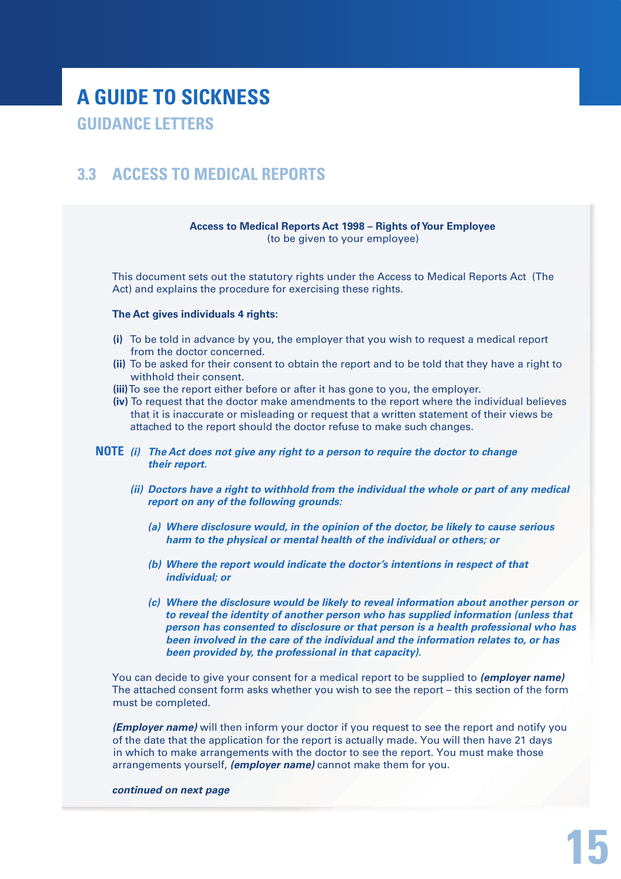# A GUIDE TO SICKNESS

## GUIDANCE LETTERS

## 3.3 ACCESS TO MEDICAL REPORTS

**Access to Medical Reports Act 1998 – Rights of Your Employee**
(to be given to your employee)

This document sets out the statutory rights under the Access to Medical Reports Act (The Act) and explains the procedure for exercising these rights.

**The Act gives individuals 4 rights:**

**(i)** To be told in advance by you, the employer that you wish to request a medical report from the doctor concerned.
**(ii)** To be asked for their consent to obtain the report and to be told that they have a right to withhold their consent.
**(iii)** To see the report either before or after it has gone to you, the employer.
**(iv)** To request that the doctor make amendments to the report where the individual believes that it is inaccurate or misleading or request that a written statement of their views be attached to the report should the doctor refuse to make such changes.

**NOTE** ***(i) The Act does not give any right to a person to require the doctor to change their report.***

***(ii) Doctors have a right to withhold from the individual the whole or part of any medical report on any of the following grounds:***

***(a) Where disclosure would, in the opinion of the doctor, be likely to cause serious harm to the physical or mental health of the individual or others; or***

***(b) Where the report would indicate the doctor's intentions in respect of that individual; or***

***(c) Where the disclosure would be likely to reveal information about another person or to reveal the identity of another person who has supplied information (unless that person has consented to disclosure or that person is a health professional who has been involved in the care of the individual and the information relates to, or has been provided by, the professional in that capacity).***

You can decide to give your consent for a medical report to be supplied to ***(employer name)*** The attached consent form asks whether you wish to see the report – this section of the form must be completed.

***(Employer name)*** will then inform your doctor if you request to see the report and notify you of the date that the application for the report is actually made. You will then have 21 days in which to make arrangements with the doctor to see the report. You must make those arrangements yourself, ***(employer name)*** cannot make them for you.

***continued on next page***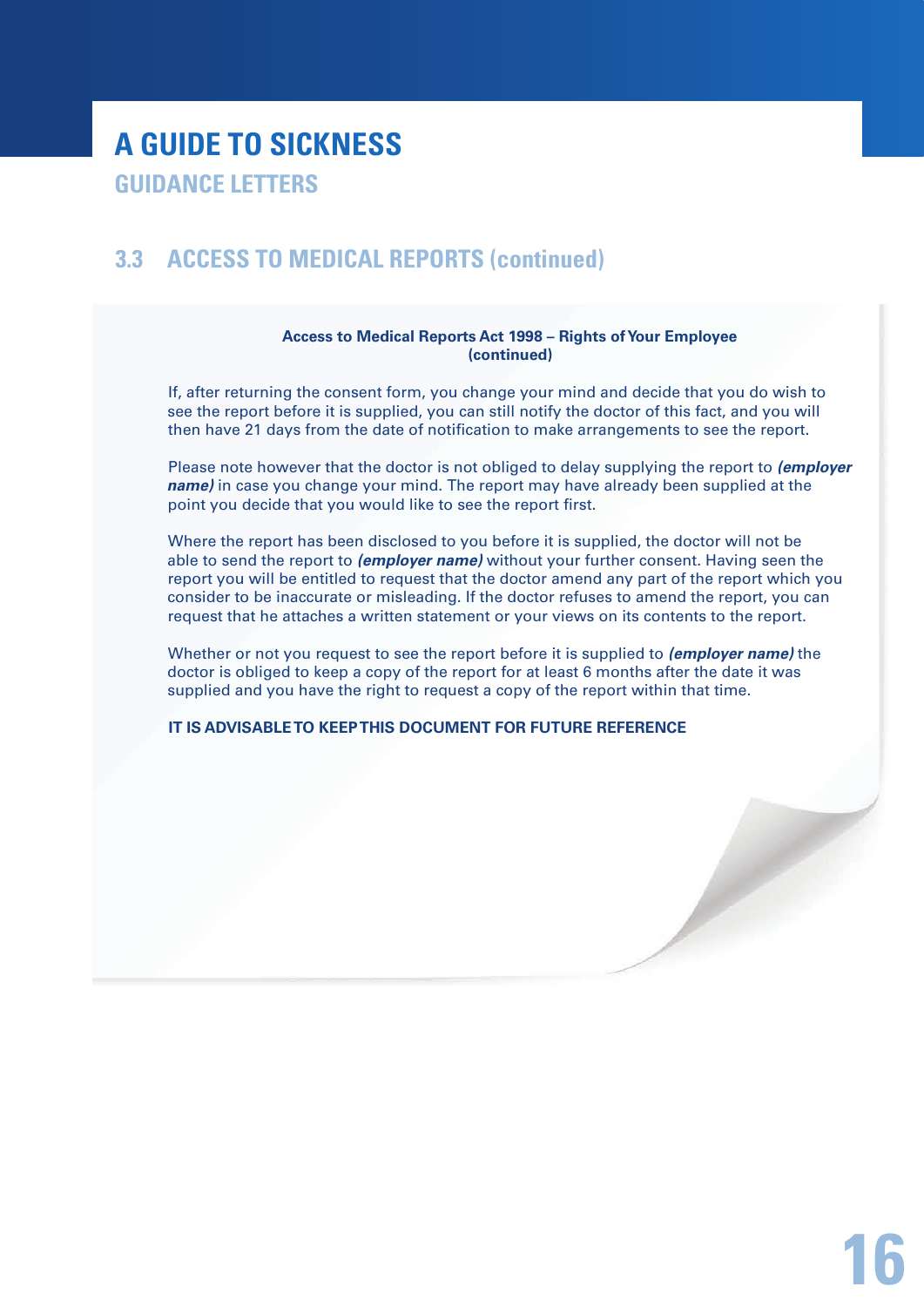# A GUIDE TO SICKNESS

## GUIDANCE LETTERS

### 3.3 ACCESS TO MEDICAL REPORTS (continued)

**Access to Medical Reports Act 1998 – Rights of Your Employee (continued)**

If, after returning the consent form, you change your mind and decide that you do wish to see the report before it is supplied, you can still notify the doctor of this fact, and you will then have 21 days from the date of notification to make arrangements to see the report.

Please note however that the doctor is not obliged to delay supplying the report to ***(employer name)*** in case you change your mind. The report may have already been supplied at the point you decide that you would like to see the report first.

Where the report has been disclosed to you before it is supplied, the doctor will not be able to send the report to ***(employer name)*** without your further consent. Having seen the report you will be entitled to request that the doctor amend any part of the report which you consider to be inaccurate or misleading. If the doctor refuses to amend the report, you can request that he attaches a written statement or your views on its contents to the report.

Whether or not you request to see the report before it is supplied to ***(employer name)*** the doctor is obliged to keep a copy of the report for at least 6 months after the date it was supplied and you have the right to request a copy of the report within that time.

**IT IS ADVISABLE TO KEEP THIS DOCUMENT FOR FUTURE REFERENCE**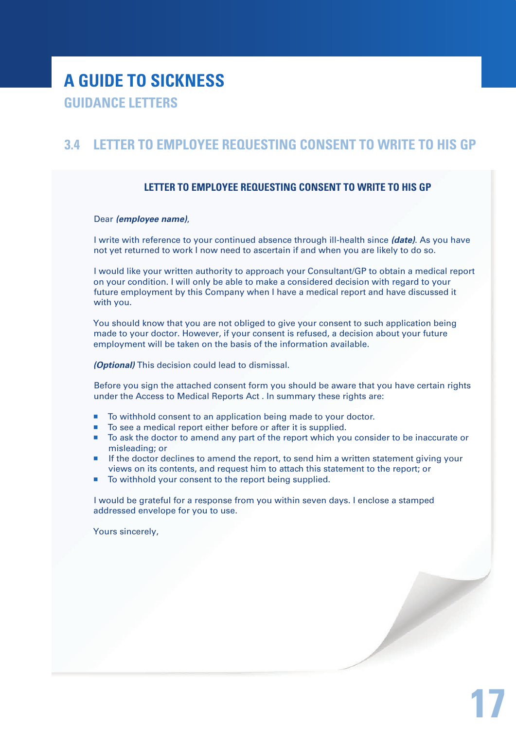# A GUIDE TO SICKNESS

## GUIDANCE LETTERS

## 3.4 LETTER TO EMPLOYEE REQUESTING CONSENT TO WRITE TO HIS GP

### LETTER TO EMPLOYEE REQUESTING CONSENT TO WRITE TO HIS GP

Dear ***(employee name)***,

I write with reference to your continued absence through ill-health since ***(date)***. As you have not yet returned to work I now need to ascertain if and when you are likely to do so.

I would like your written authority to approach your Consultant/GP to obtain a medical report on your condition. I will only be able to make a considered decision with regard to your future employment by this Company when I have a medical report and have discussed it with you.

You should know that you are not obliged to give your consent to such application being made to your doctor. However, if your consent is refused, a decision about your future employment will be taken on the basis of the information available.

***(Optional)*** This decision could lead to dismissal.

Before you sign the attached consent form you should be aware that you have certain rights under the Access to Medical Reports Act . In summary these rights are:

- To withhold consent to an application being made to your doctor.
- To see a medical report either before or after it is supplied.
- To ask the doctor to amend any part of the report which you consider to be inaccurate or misleading; or
- If the doctor declines to amend the report, to send him a written statement giving your views on its contents, and request him to attach this statement to the report; or
- To withhold your consent to the report being supplied.

I would be grateful for a response from you within seven days. I enclose a stamped addressed envelope for you to use.

Yours sincerely,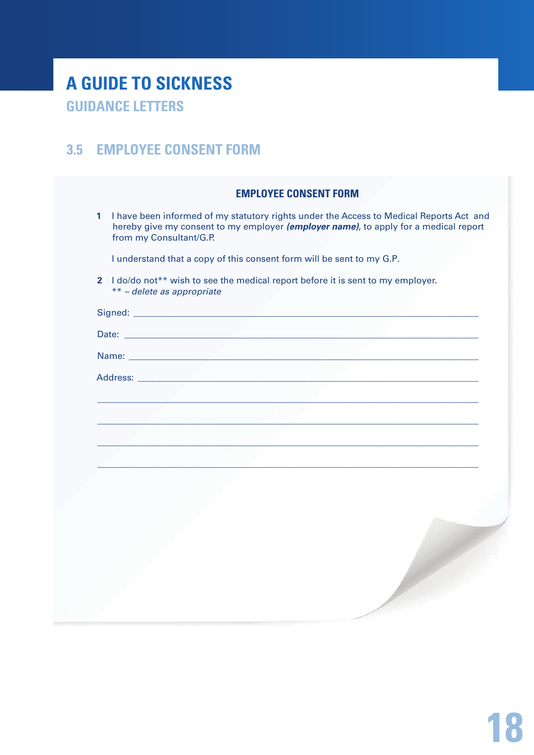# A GUIDE TO SICKNESS

## GUIDANCE LETTERS

## 3.5 EMPLOYEE CONSENT FORM

### EMPLOYEE CONSENT FORM

**1** I have been informed of my statutory rights under the Access to Medical Reports Act and hereby give my consent to my employer ***(employer name)***, to apply for a medical report from my Consultant/G.P.

I understand that a copy of this consent form will be sent to my G.P.

**2** I do/do not** wish to see the medical report before it is sent to my employer.
*** – delete as appropriate*

Signed: ___________________________________________________________________

Date: ___________________________________________________________________

Name: ___________________________________________________________________

Address: _________________________________________________________________

___________________________________________________________________

___________________________________________________________________

___________________________________________________________________

___________________________________________________________________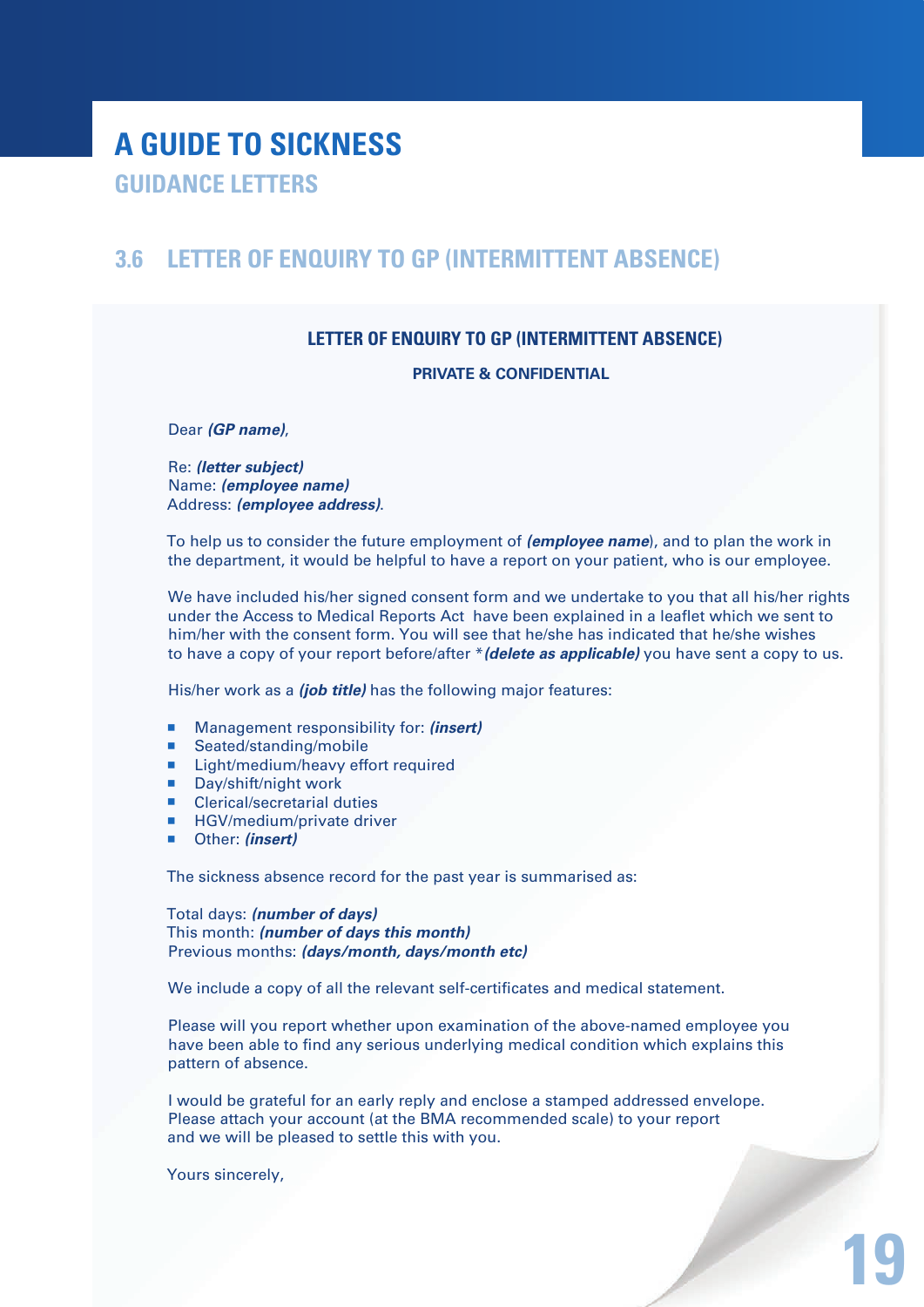# A GUIDE TO SICKNESS

## GUIDANCE LETTERS

### 3.6 LETTER OF ENQUIRY TO GP (INTERMITTENT ABSENCE)

**LETTER OF ENQUIRY TO GP (INTERMITTENT ABSENCE)**

**PRIVATE & CONFIDENTIAL**

Dear ***(GP name)***,

Re: ***(letter subject)***
Name: ***(employee name)***
Address: ***(employee address)***.

To help us to consider the future employment of ***(employee name***), and to plan the work in the department, it would be helpful to have a report on your patient, who is our employee.

We have included his/her signed consent form and we undertake to you that all his/her rights under the Access to Medical Reports Act have been explained in a leaflet which we sent to him/her with the consent form. You will see that he/she has indicated that he/she wishes to have a copy of your report before/after ****(delete as applicable)*** you have sent a copy to us.

His/her work as a ***(job title)*** has the following major features:

- Management responsibility for: ***(insert)***
- Seated/standing/mobile
- Light/medium/heavy effort required
- Day/shift/night work
- Clerical/secretarial duties
- HGV/medium/private driver
- Other: ***(insert)***

The sickness absence record for the past year is summarised as:

Total days: ***(number of days)***
This month: ***(number of days this month)***
Previous months: ***(days/month, days/month etc)***

We include a copy of all the relevant self-certificates and medical statement.

Please will you report whether upon examination of the above-named employee you have been able to find any serious underlying medical condition which explains this pattern of absence.

I would be grateful for an early reply and enclose a stamped addressed envelope. Please attach your account (at the BMA recommended scale) to your report and we will be pleased to settle this with you.

Yours sincerely,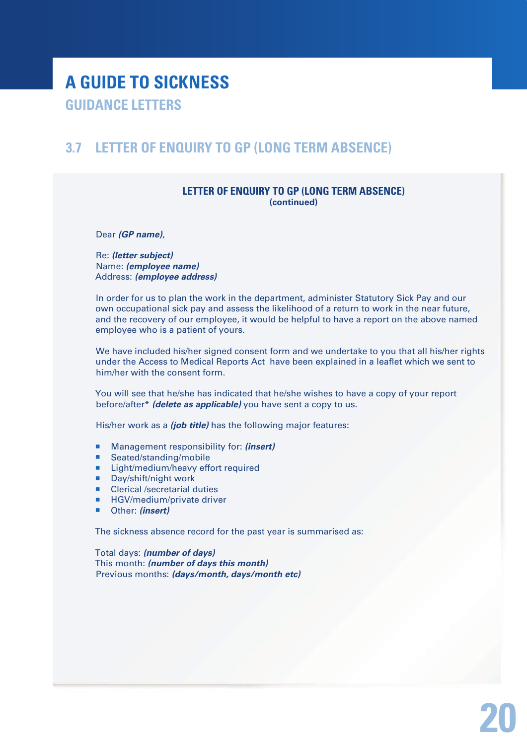# A GUIDE TO SICKNESS

## GUIDANCE LETTERS

### 3.7 LETTER OF ENQUIRY TO GP (LONG TERM ABSENCE)

**LETTER OF ENQUIRY TO GP (LONG TERM ABSENCE)**
**(continued)**

Dear ***(GP name)***,

Re: ***(letter subject)***
Name: ***(employee name)***
Address: ***(employee address)***

In order for us to plan the work in the department, administer Statutory Sick Pay and our own occupational sick pay and assess the likelihood of a return to work in the near future, and the recovery of our employee, it would be helpful to have a report on the above named employee who is a patient of yours.

We have included his/her signed consent form and we undertake to you that all his/her rights under the Access to Medical Reports Act have been explained in a leaflet which we sent to him/her with the consent form.

You will see that he/she has indicated that he/she wishes to have a copy of your report before/after* ***(delete as applicable)*** you have sent a copy to us.

His/her work as a ***(job title)*** has the following major features:

- Management responsibility for: ***(insert)***
- Seated/standing/mobile
- Light/medium/heavy effort required
- Day/shift/night work
- Clerical /secretarial duties
- HGV/medium/private driver
- Other: ***(insert)***

The sickness absence record for the past year is summarised as:

Total days: ***(number of days)***
This month: ***(number of days this month)***
Previous months: ***(days/month, days/month etc)***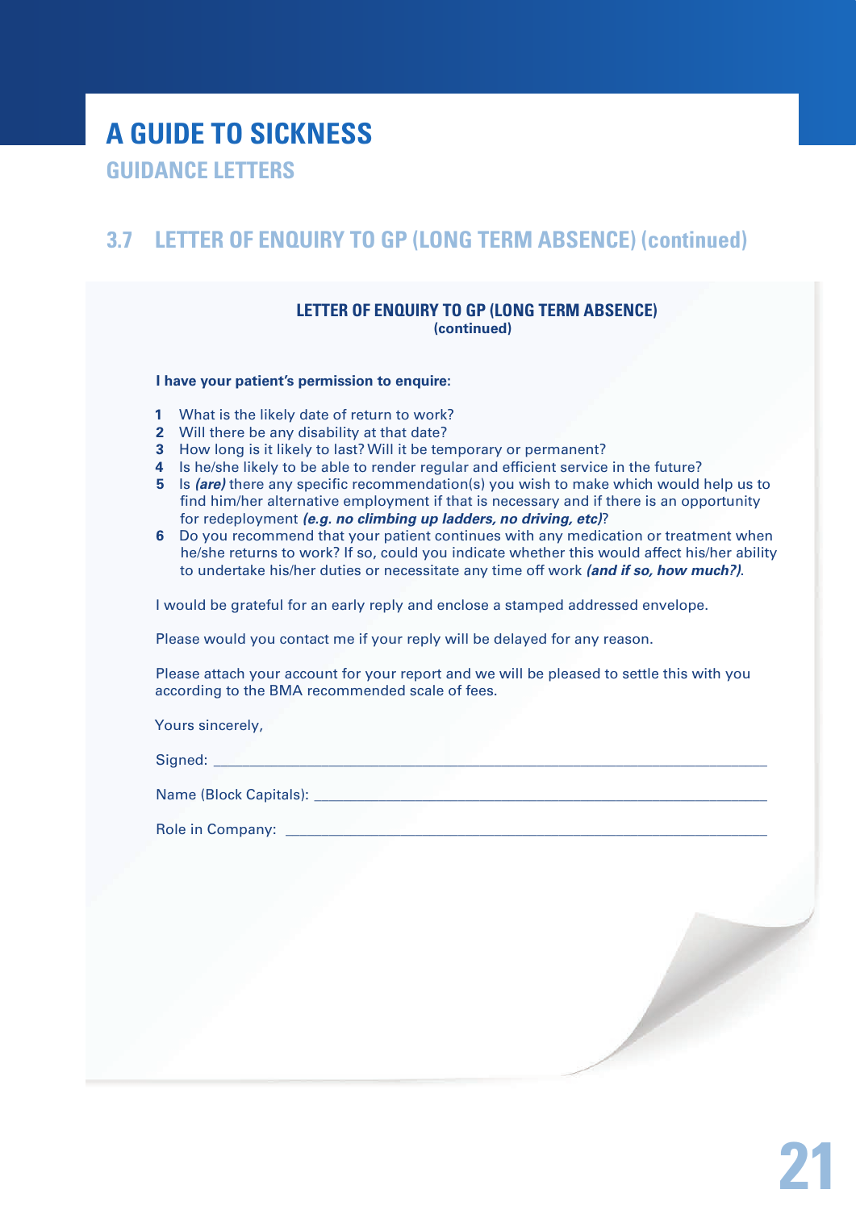# A GUIDE TO SICKNESS

## GUIDANCE LETTERS

## 3.7 LETTER OF ENQUIRY TO GP (LONG TERM ABSENCE) (continued)

**LETTER OF ENQUIRY TO GP (LONG TERM ABSENCE)**
**(continued)**

**I have your patient's permission to enquire:**

1. What is the likely date of return to work?
2. Will there be any disability at that date?
3. How long is it likely to last? Will it be temporary or permanent?
4. Is he/she likely to be able to render regular and efficient service in the future?
5. Is ***(are)*** there any specific recommendation(s) you wish to make which would help us to find him/her alternative employment if that is necessary and if there is an opportunity for redeployment ***(e.g. no climbing up ladders, no driving, etc)***?
6. Do you recommend that your patient continues with any medication or treatment when he/she returns to work? If so, could you indicate whether this would affect his/her ability to undertake his/her duties or necessitate any time off work ***(and if so, how much?)***.

I would be grateful for an early reply and enclose a stamped addressed envelope.

Please would you contact me if your reply will be delayed for any reason.

Please attach your account for your report and we will be pleased to settle this with you according to the BMA recommended scale of fees.

Yours sincerely,

Signed: ______________________________________________

Name (Block Capitals): ______________________________________________

Role in Company: ______________________________________________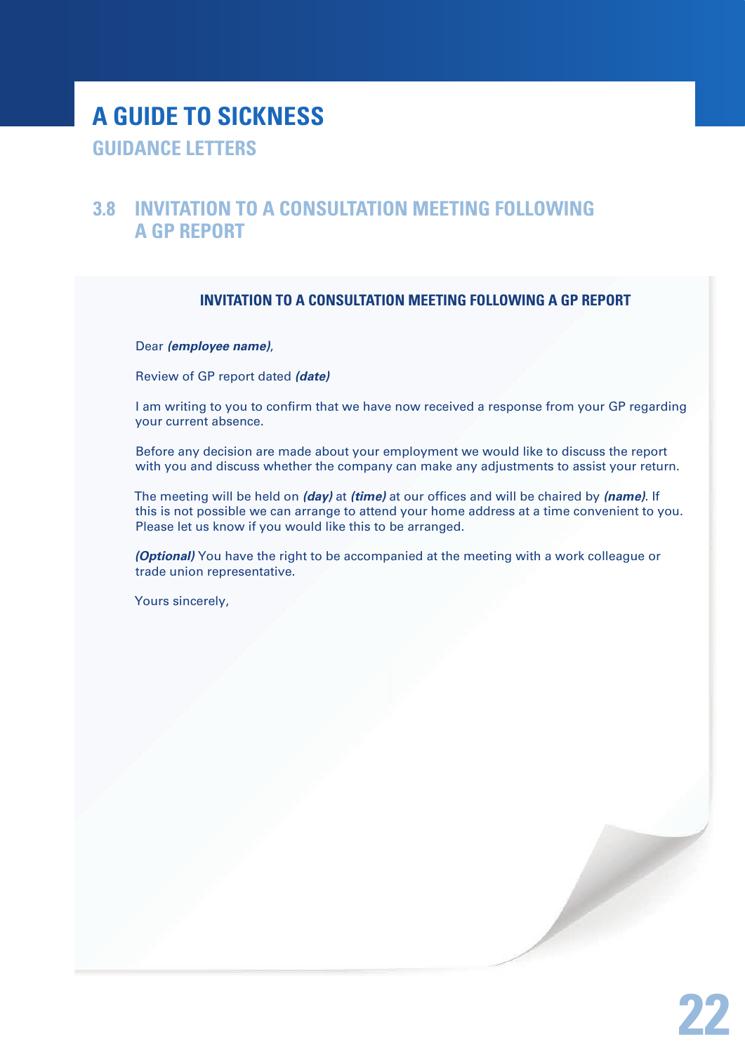# A GUIDE TO SICKNESS

## GUIDANCE LETTERS

### 3.8 INVITATION TO A CONSULTATION MEETING FOLLOWING A GP REPORT

**INVITATION TO A CONSULTATION MEETING FOLLOWING A GP REPORT**

Dear ***(employee name)***,

Review of GP report dated ***(date)***

I am writing to you to confirm that we have now received a response from your GP regarding your current absence.

Before any decision are made about your employment we would like to discuss the report with you and discuss whether the company can make any adjustments to assist your return.

The meeting will be held on ***(day)*** at ***(time)*** at our offices and will be chaired by ***(name)***. If this is not possible we can arrange to attend your home address at a time convenient to you. Please let us know if you would like this to be arranged.

***(Optional)*** You have the right to be accompanied at the meeting with a work colleague or trade union representative.

Yours sincerely,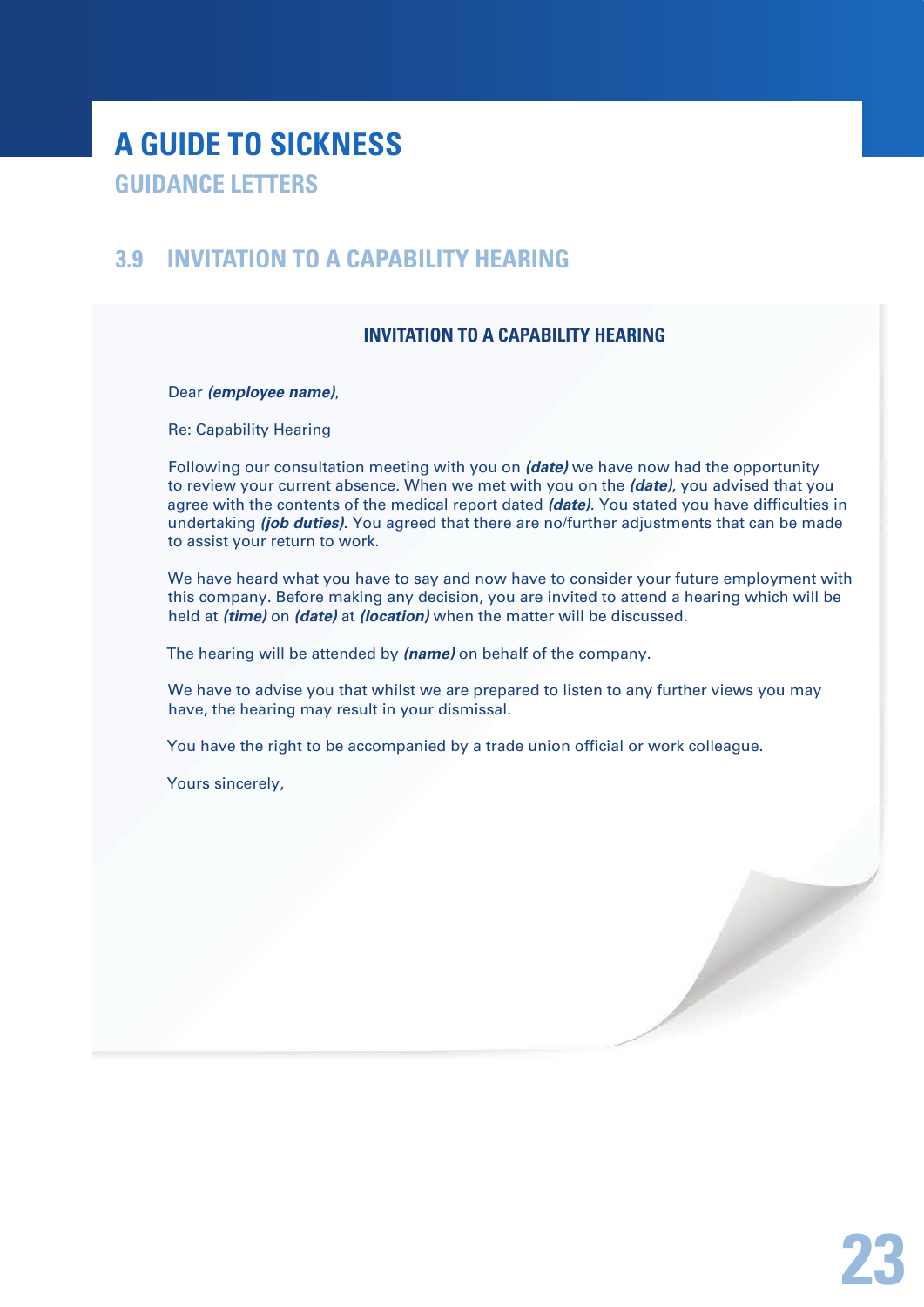# A GUIDE TO SICKNESS

## GUIDANCE LETTERS

## 3.9 INVITATION TO A CAPABILITY HEARING

**INVITATION TO A CAPABILITY HEARING**

Dear ***(employee name)***,

Re: Capability Hearing

Following our consultation meeting with you on ***(date)*** we have now had the opportunity to review your current absence. When we met with you on the ***(date)***, you advised that you agree with the contents of the medical report dated ***(date)***. You stated you have difficulties in undertaking ***(job duties)***. You agreed that there are no/further adjustments that can be made to assist your return to work.

We have heard what you have to say and now have to consider your future employment with this company. Before making any decision, you are invited to attend a hearing which will be held at ***(time)*** on ***(date)*** at ***(location)*** when the matter will be discussed.

The hearing will be attended by ***(name)*** on behalf of the company.

We have to advise you that whilst we are prepared to listen to any further views you may have, the hearing may result in your dismissal.

You have the right to be accompanied by a trade union official or work colleague.

Yours sincerely,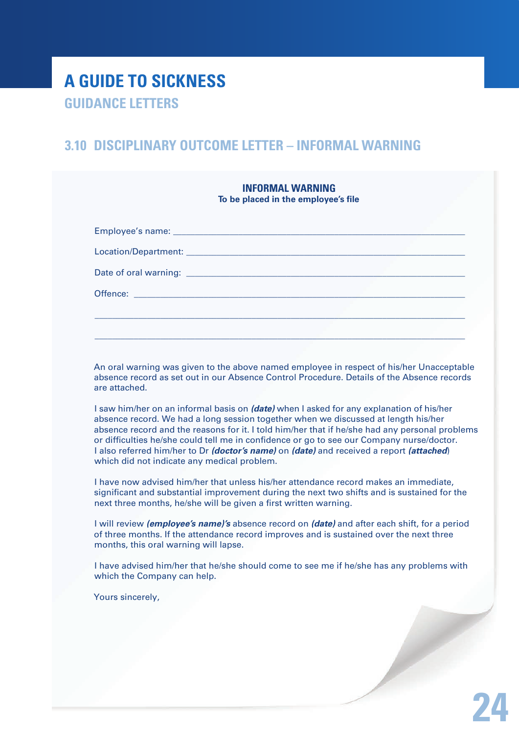# A GUIDE TO SICKNESS

## GUIDANCE LETTERS

## 3.10 DISCIPLINARY OUTCOME LETTER – INFORMAL WARNING

**INFORMAL WARNING**
**To be placed in the employee's file**

Employee's name: ______________________________________________

Location/Department: ___________________________________________

Date of oral warning: ___________________________________________

Offence: ______________________________________________________

_______________________________________________________________

_______________________________________________________________

An oral warning was given to the above named employee in respect of his/her Unacceptable absence record as set out in our Absence Control Procedure. Details of the Absence records are attached.

I saw him/her on an informal basis on ***(date)*** when I asked for any explanation of his/her absence record. We had a long session together when we discussed at length his/her absence record and the reasons for it. I told him/her that if he/she had any personal problems or difficulties he/she could tell me in confidence or go to see our Company nurse/doctor. I also referred him/her to Dr ***(doctor's name)*** on ***(date)*** and received a report ***(attached)*** which did not indicate any medical problem.

I have now advised him/her that unless his/her attendance record makes an immediate, significant and substantial improvement during the next two shifts and is sustained for the next three months, he/she will be given a first written warning.

I will review ***(employee's name)'s*** absence record on ***(date)*** and after each shift, for a period of three months. If the attendance record improves and is sustained over the next three months, this oral warning will lapse.

I have advised him/her that he/she should come to see me if he/she has any problems with which the Company can help.

Yours sincerely,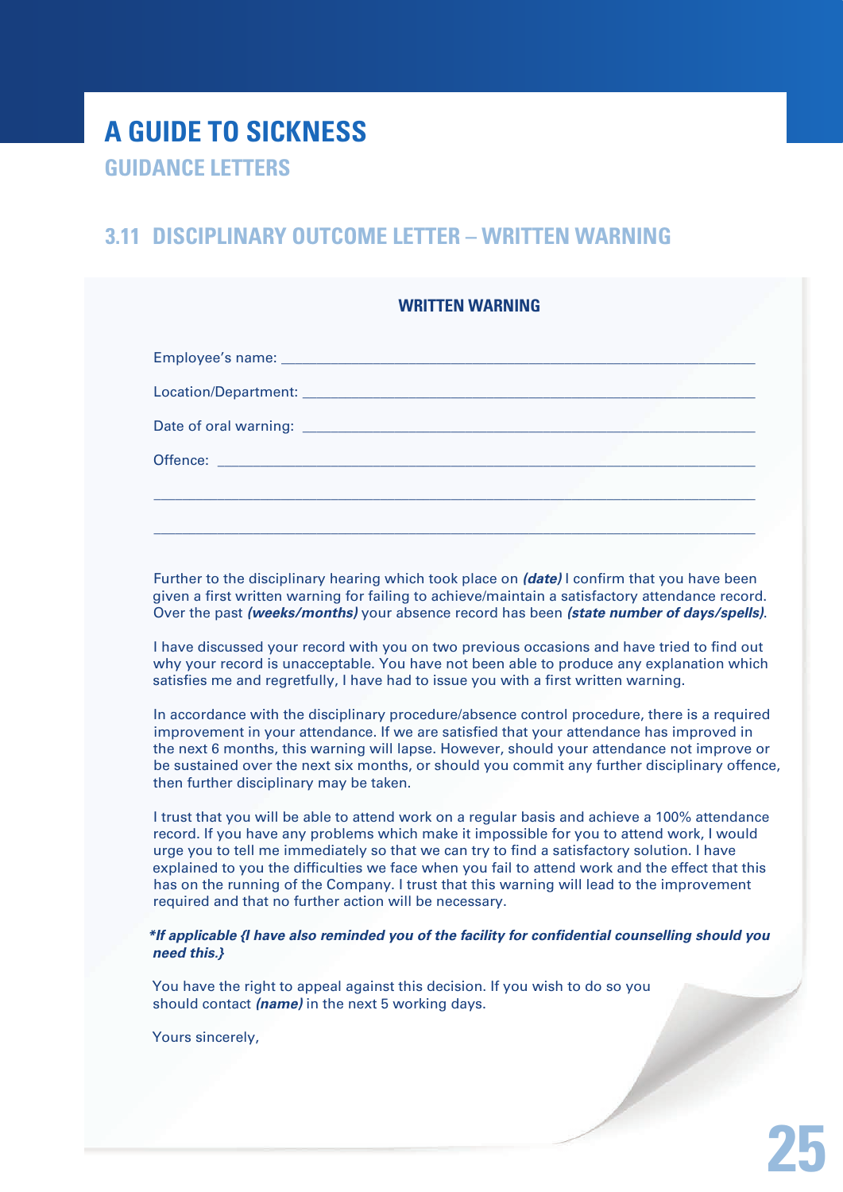# A GUIDE TO SICKNESS

## GUIDANCE LETTERS

## 3.11 DISCIPLINARY OUTCOME LETTER – WRITTEN WARNING

**WRITTEN WARNING**

Employee's name: ______________________________________________

Location/Department: ______________________________________________

Date of oral warning: ______________________________________________

Offence: ______________________________________________

______________________________________________

______________________________________________

Further to the disciplinary hearing which took place on ***(date)*** I confirm that you have been given a first written warning for failing to achieve/maintain a satisfactory attendance record. Over the past ***(weeks/months)*** your absence record has been ***(state number of days/spells)***.

I have discussed your record with you on two previous occasions and have tried to find out why your record is unacceptable. You have not been able to produce any explanation which satisfies me and regretfully, I have had to issue you with a first written warning.

In accordance with the disciplinary procedure/absence control procedure, there is a required improvement in your attendance. If we are satisfied that your attendance has improved in the next 6 months, this warning will lapse. However, should your attendance not improve or be sustained over the next six months, or should you commit any further disciplinary offence, then further disciplinary may be taken.

I trust that you will be able to attend work on a regular basis and achieve a 100% attendance record. If you have any problems which make it impossible for you to attend work, I would urge you to tell me immediately so that we can try to find a satisfactory solution. I have explained to you the difficulties we face when you fail to attend work and the effect that this has on the running of the Company. I trust that this warning will lead to the improvement required and that no further action will be necessary.

***If applicable {I have also reminded you of the facility for confidential counselling should you need this.}***

You have the right to appeal against this decision. If you wish to do so you should contact ***(name)*** in the next 5 working days.

Yours sincerely,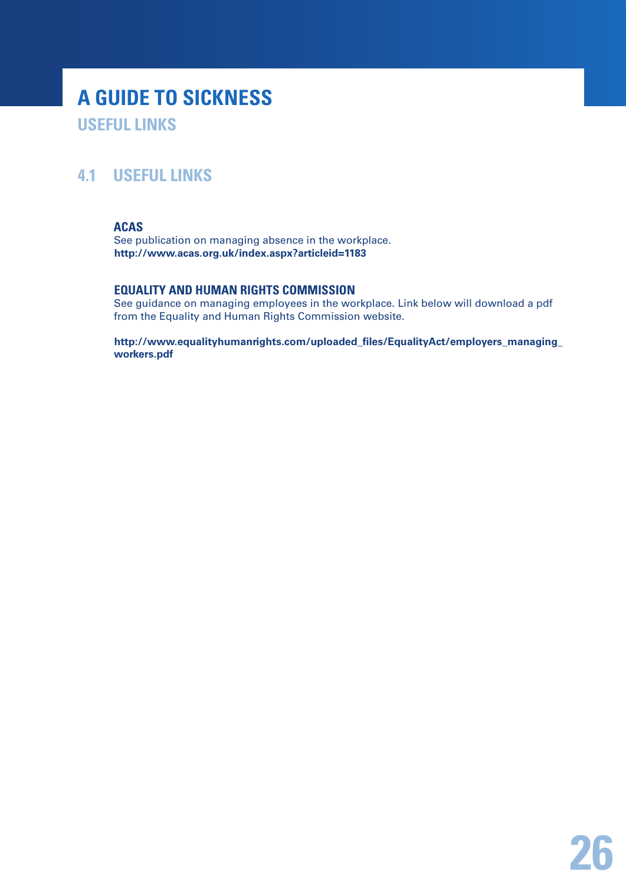# A GUIDE TO SICKNESS

## USEFUL LINKS

## 4.1 USEFUL LINKS

### ACAS

See publication on managing absence in the workplace.
**http://www.acas.org.uk/index.aspx?articleid=1183**

### EQUALITY AND HUMAN RIGHTS COMMISSION

See guidance on managing employees in the workplace. Link below will download a pdf from the Equality and Human Rights Commission website.

**http://www.equalityhumanrights.com/uploaded_files/EqualityAct/employers_managing_workers.pdf**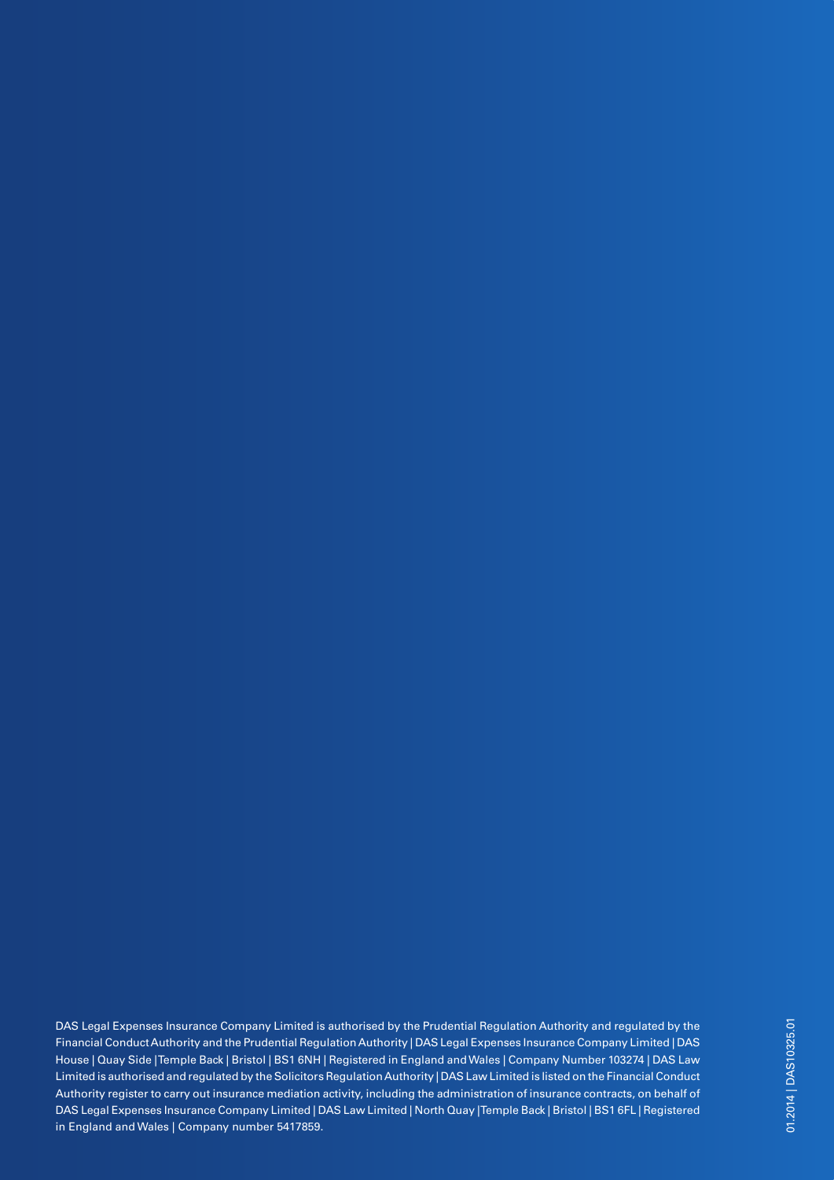DAS Legal Expenses Insurance Company Limited is authorised by the Prudential Regulation Authority and regulated by the Financial Conduct Authority and the Prudential Regulation Authority | DAS Legal Expenses Insurance Company Limited | DAS House | Quay Side |Temple Back | Bristol | BS1 6NH | Registered in England and Wales | Company Number 103274 | DAS Law Limited is authorised and regulated by the Solicitors Regulation Authority | DAS Law Limited is listed on the Financial Conduct Authority register to carry out insurance mediation activity, including the administration of insurance contracts, on behalf of DAS Legal Expenses Insurance Company Limited | DAS Law Limited | North Quay |Temple Back | Bristol | BS1 6FL | Registered in England and Wales | Company number 5417859.

01.2014 | DAS10325.01